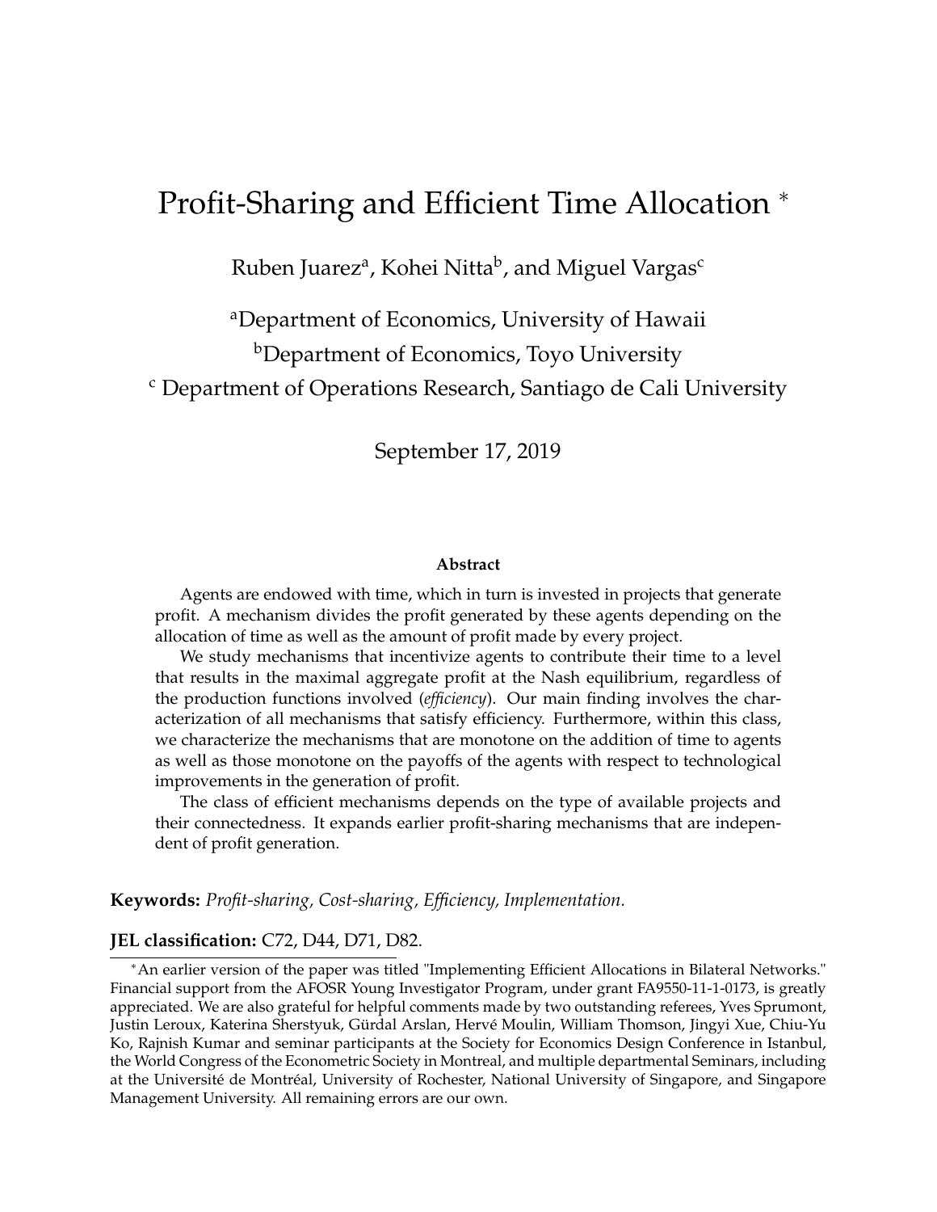# Profit-Sharing and Efficient Time Allocation [*]

Ruben Juarez[a], Kohei Nitta[b], and Miguel Vargas[c]

[a]Department of Economics, University of Hawaii

[b]Department of Economics, Toyo University

[c] Department of Operations Research, Santiago de Cali University

September 17, 2019

**Abstract**

Agents are endowed with time, which in turn is invested in projects that generate profit. A mechanism divides the profit generated by these agents depending on the allocation of time as well as the amount of profit made by every project.

We study mechanisms that incentivize agents to contribute their time to a level that results in the maximal aggregate profit at the Nash equilibrium, regardless of the production functions involved (*efficiency*). Our main finding involves the characterization of all mechanisms that satisfy efficiency. Furthermore, within this class, we characterize the mechanisms that are monotone on the addition of time to agents as well as those monotone on the payoffs of the agents with respect to technological improvements in the generation of profit.

The class of efficient mechanisms depends on the type of available projects and their connectedness. It expands earlier profit-sharing mechanisms that are independent of profit generation.

**Keywords:** *Profit-sharing, Cost-sharing, Efficiency, Implementation.*

**JEL classification:** C72, D44, D71, D82.

[*]An earlier version of the paper was titled "Implementing Efficient Allocations in Bilateral Networks." Financial support from the AFOSR Young Investigator Program, under grant FA9550-11-1-0173, is greatly appreciated. We are also grateful for helpful comments made by two outstanding referees, Yves Sprumont, Justin Leroux, Katerina Sherstyuk, Gürdal Arslan, Hervé Moulin, William Thomson, Jingyi Xue, Chiu-Yu Ko, Rajnish Kumar and seminar participants at the Society for Economics Design Conference in Istanbul, the World Congress of the Econometric Society in Montreal, and multiple departmental Seminars, including at the Université de Montréal, University of Rochester, National University of Singapore, and Singapore Management University. All remaining errors are our own.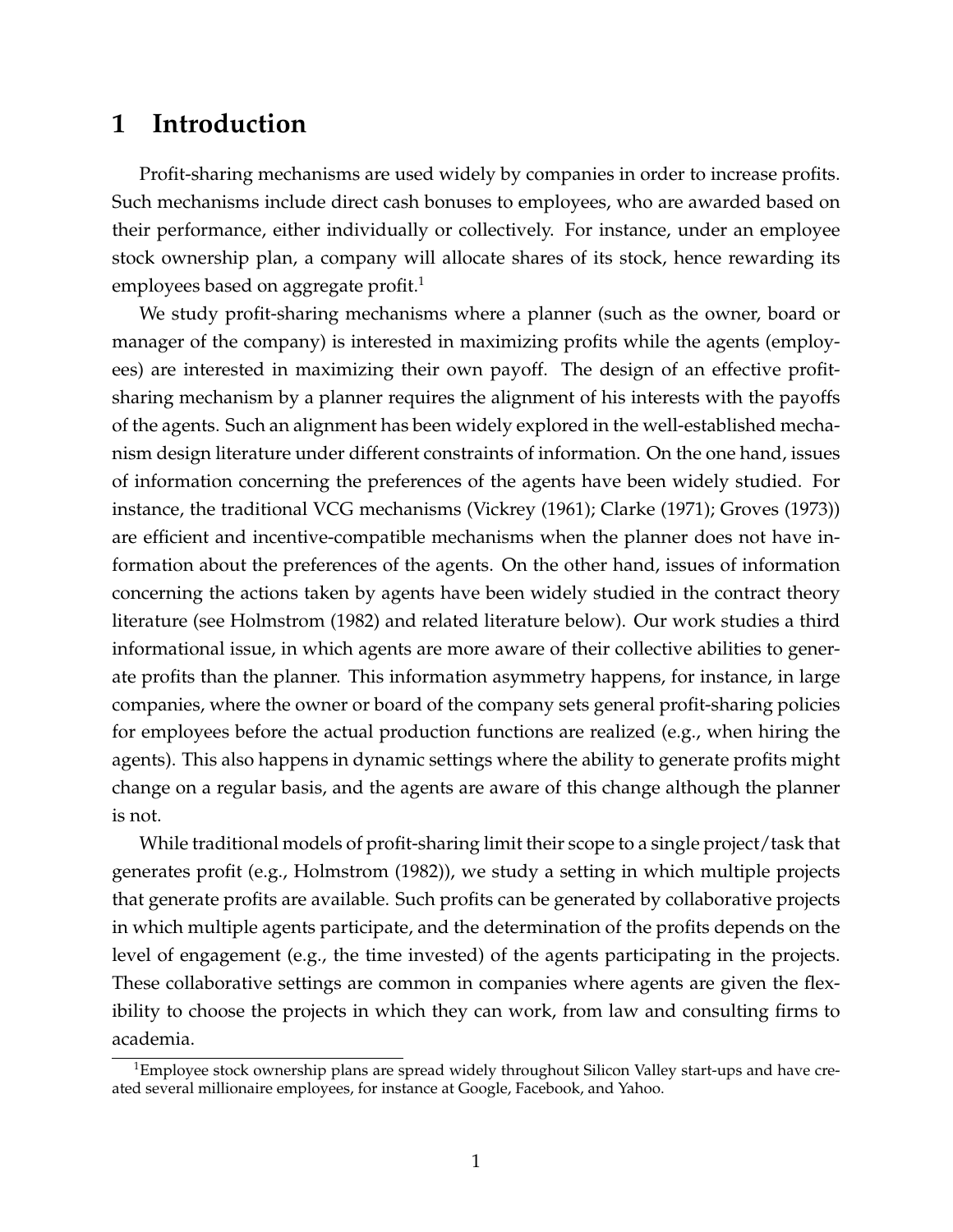# 1 Introduction

Profit-sharing mechanisms are used widely by companies in order to increase profits. Such mechanisms include direct cash bonuses to employees, who are awarded based on their performance, either individually or collectively. For instance, under an employee stock ownership plan, a company will allocate shares of its stock, hence rewarding its employees based on aggregate profit.[1]

We study profit-sharing mechanisms where a planner (such as the owner, board or manager of the company) is interested in maximizing profits while the agents (employees) are interested in maximizing their own payoff. The design of an effective profit-sharing mechanism by a planner requires the alignment of his interests with the payoffs of the agents. Such an alignment has been widely explored in the well-established mechanism design literature under different constraints of information. On the one hand, issues of information concerning the preferences of the agents have been widely studied. For instance, the traditional VCG mechanisms (Vickrey (1961); Clarke (1971); Groves (1973)) are efficient and incentive-compatible mechanisms when the planner does not have information about the preferences of the agents. On the other hand, issues of information concerning the actions taken by agents have been widely studied in the contract theory literature (see Holmstrom (1982) and related literature below). Our work studies a third informational issue, in which agents are more aware of their collective abilities to generate profits than the planner. This information asymmetry happens, for instance, in large companies, where the owner or board of the company sets general profit-sharing policies for employees before the actual production functions are realized (e.g., when hiring the agents). This also happens in dynamic settings where the ability to generate profits might change on a regular basis, and the agents are aware of this change although the planner is not.

While traditional models of profit-sharing limit their scope to a single project/task that generates profit (e.g., Holmstrom (1982)), we study a setting in which multiple projects that generate profits are available. Such profits can be generated by collaborative projects in which multiple agents participate, and the determination of the profits depends on the level of engagement (e.g., the time invested) of the agents participating in the projects. These collaborative settings are common in companies where agents are given the flexibility to choose the projects in which they can work, from law and consulting firms to academia.

[1] Employee stock ownership plans are spread widely throughout Silicon Valley start-ups and have created several millionaire employees, for instance at Google, Facebook, and Yahoo.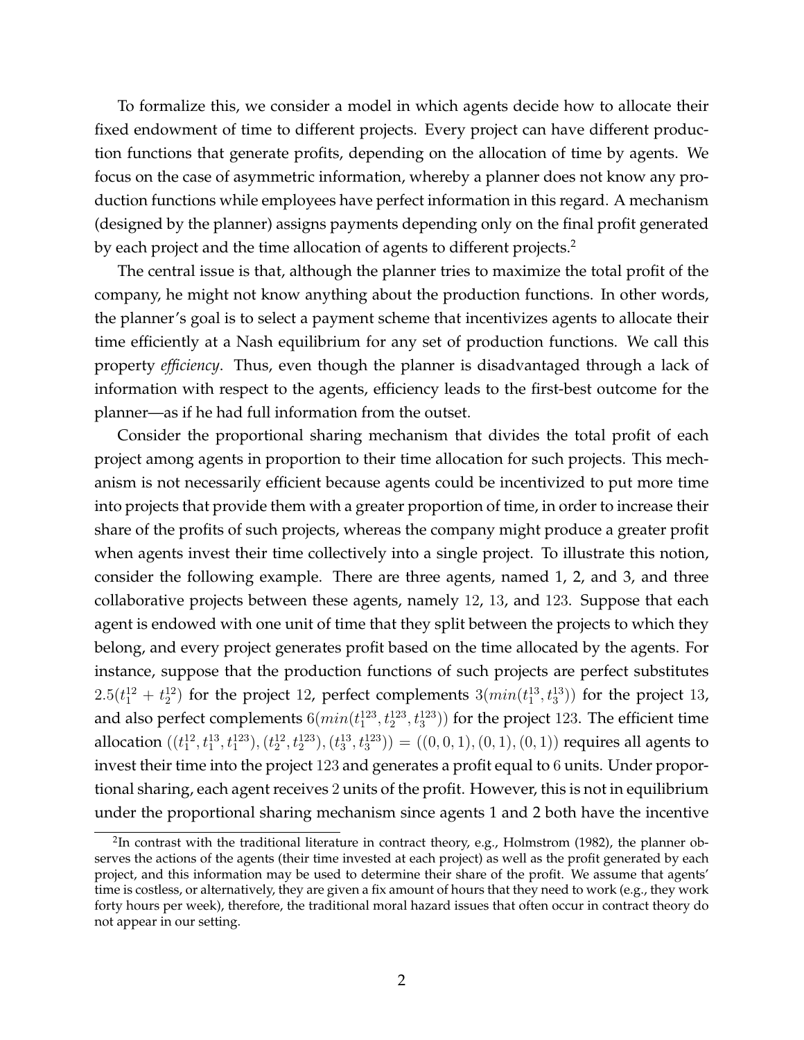To formalize this, we consider a model in which agents decide how to allocate their fixed endowment of time to different projects. Every project can have different production functions that generate profits, depending on the allocation of time by agents. We focus on the case of asymmetric information, whereby a planner does not know any production functions while employees have perfect information in this regard. A mechanism (designed by the planner) assigns payments depending only on the final profit generated by each project and the time allocation of agents to different projects.[2]

The central issue is that, although the planner tries to maximize the total profit of the company, he might not know anything about the production functions. In other words, the planner's goal is to select a payment scheme that incentivizes agents to allocate their time efficiently at a Nash equilibrium for any set of production functions. We call this property *efficiency*. Thus, even though the planner is disadvantaged through a lack of information with respect to the agents, efficiency leads to the first-best outcome for the planner—as if he had full information from the outset.

Consider the proportional sharing mechanism that divides the total profit of each project among agents in proportion to their time allocation for such projects. This mechanism is not necessarily efficient because agents could be incentivized to put more time into projects that provide them with a greater proportion of time, in order to increase their share of the profits of such projects, whereas the company might produce a greater profit when agents invest their time collectively into a single project. To illustrate this notion, consider the following example. There are three agents, named 1, 2, and 3, and three collaborative projects between these agents, namely $12$, $13$, and $123$. Suppose that each agent is endowed with one unit of time that they split between the projects to which they belong, and every project generates profit based on the time allocated by the agents. For instance, suppose that the production functions of such projects are perfect substitutes $2.5(t_1^{12} + t_2^{12})$ for the project $12$, perfect complements $3(min(t_1^{13}, t_3^{13}))$ for the project $13$, and also perfect complements $6(min(t_1^{123}, t_2^{123}, t_3^{123}))$ for the project $123$. The efficient time allocation $((t_1^{12}, t_1^{13}, t_1^{123}), (t_2^{12}, t_2^{123}), (t_3^{13}, t_3^{123})) = ((0, 0, 1), (0, 1), (0, 1))$ requires all agents to invest their time into the project $123$ and generates a profit equal to $6$ units. Under proportional sharing, each agent receives $2$ units of the profit. However, this is not in equilibrium under the proportional sharing mechanism since agents 1 and 2 both have the incentive

---

[2] In contrast with the traditional literature in contract theory, e.g., Holmstrom (1982), the planner observes the actions of the agents (their time invested at each project) as well as the profit generated by each project, and this information may be used to determine their share of the profit. We assume that agents' time is costless, or alternatively, they are given a fix amount of hours that they need to work (e.g., they work forty hours per week), therefore, the traditional moral hazard issues that often occur in contract theory do not appear in our setting.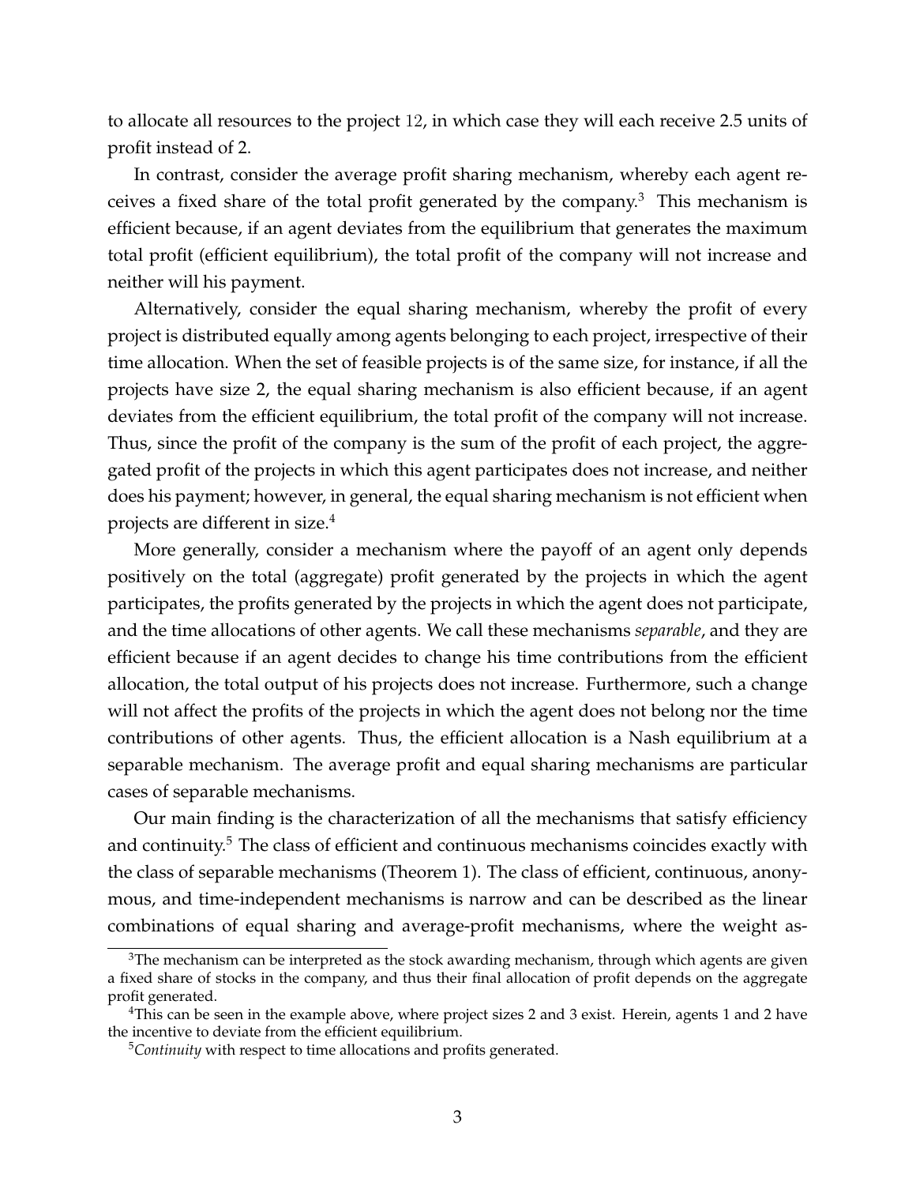to allocate all resources to the project 12, in which case they will each receive 2.5 units of profit instead of 2.

In contrast, consider the average profit sharing mechanism, whereby each agent receives a fixed share of the total profit generated by the company.[3] This mechanism is efficient because, if an agent deviates from the equilibrium that generates the maximum total profit (efficient equilibrium), the total profit of the company will not increase and neither will his payment.

Alternatively, consider the equal sharing mechanism, whereby the profit of every project is distributed equally among agents belonging to each project, irrespective of their time allocation. When the set of feasible projects is of the same size, for instance, if all the projects have size 2, the equal sharing mechanism is also efficient because, if an agent deviates from the efficient equilibrium, the total profit of the company will not increase. Thus, since the profit of the company is the sum of the profit of each project, the aggregated profit of the projects in which this agent participates does not increase, and neither does his payment; however, in general, the equal sharing mechanism is not efficient when projects are different in size.[4]

More generally, consider a mechanism where the payoff of an agent only depends positively on the total (aggregate) profit generated by the projects in which the agent participates, the profits generated by the projects in which the agent does not participate, and the time allocations of other agents. We call these mechanisms *separable*, and they are efficient because if an agent decides to change his time contributions from the efficient allocation, the total output of his projects does not increase. Furthermore, such a change will not affect the profits of the projects in which the agent does not belong nor the time contributions of other agents. Thus, the efficient allocation is a Nash equilibrium at a separable mechanism. The average profit and equal sharing mechanisms are particular cases of separable mechanisms.

Our main finding is the characterization of all the mechanisms that satisfy efficiency and continuity.[5] The class of efficient and continuous mechanisms coincides exactly with the class of separable mechanisms (Theorem 1). The class of efficient, continuous, anonymous, and time-independent mechanisms is narrow and can be described as the linear combinations of equal sharing and average-profit mechanisms, where the weight as-

[3] The mechanism can be interpreted as the stock awarding mechanism, through which agents are given a fixed share of stocks in the company, and thus their final allocation of profit depends on the aggregate profit generated.

[4] This can be seen in the example above, where project sizes 2 and 3 exist. Herein, agents 1 and 2 have the incentive to deviate from the efficient equilibrium.

[5] *Continuity* with respect to time allocations and profits generated.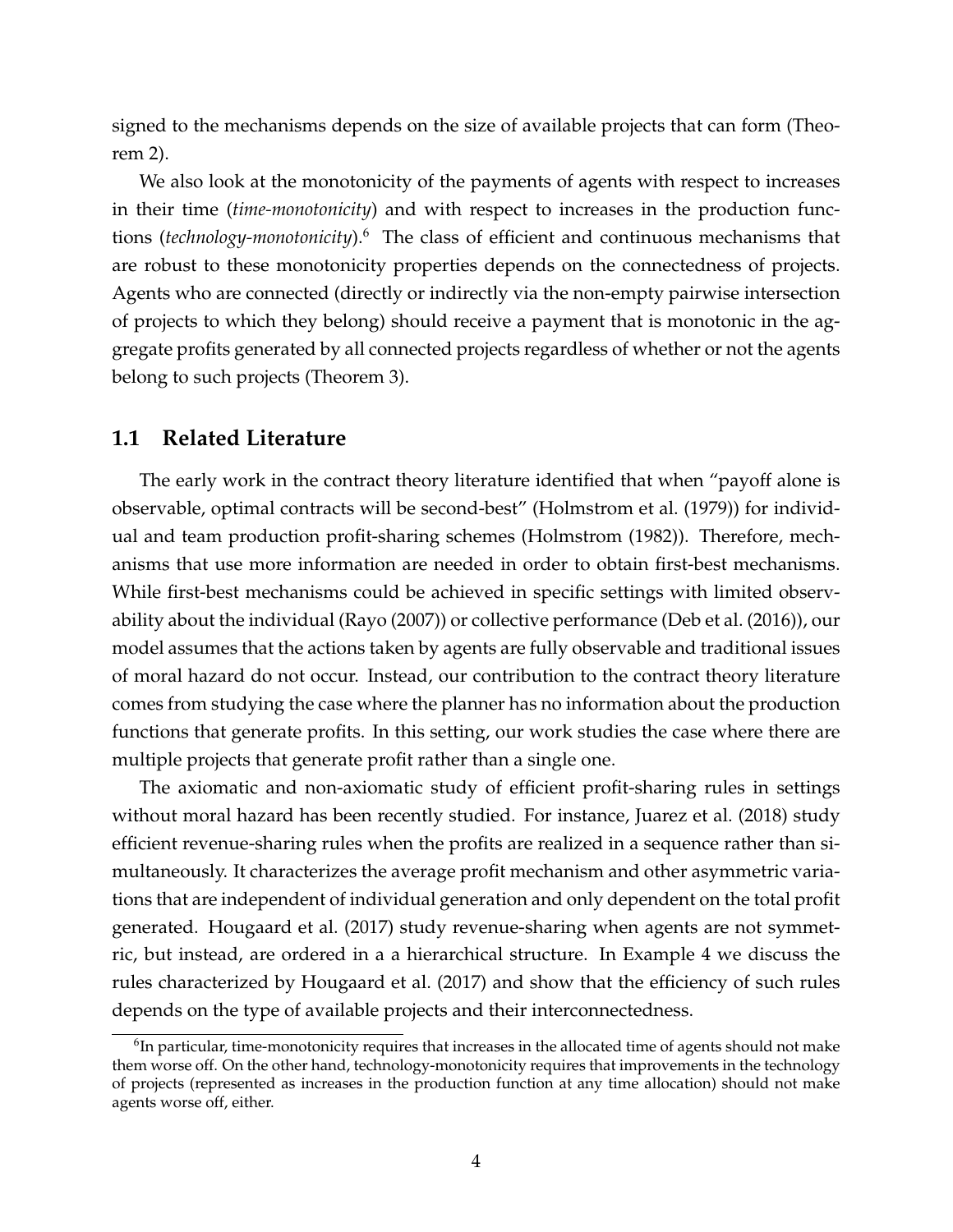signed to the mechanisms depends on the size of available projects that can form (Theorem 2).

We also look at the monotonicity of the payments of agents with respect to increases in their time (*time-monotonicity*) and with respect to increases in the production functions (*technology-monotonicity*).[6] The class of efficient and continuous mechanisms that are robust to these monotonicity properties depends on the connectedness of projects. Agents who are connected (directly or indirectly via the non-empty pairwise intersection of projects to which they belong) should receive a payment that is monotonic in the aggregate profits generated by all connected projects regardless of whether or not the agents belong to such projects (Theorem 3).

## 1.1 Related Literature

The early work in the contract theory literature identified that when "payoff alone is observable, optimal contracts will be second-best" (Holmstrom et al. (1979)) for individual and team production profit-sharing schemes (Holmstrom (1982)). Therefore, mechanisms that use more information are needed in order to obtain first-best mechanisms. While first-best mechanisms could be achieved in specific settings with limited observability about the individual (Rayo (2007)) or collective performance (Deb et al. (2016)), our model assumes that the actions taken by agents are fully observable and traditional issues of moral hazard do not occur. Instead, our contribution to the contract theory literature comes from studying the case where the planner has no information about the production functions that generate profits. In this setting, our work studies the case where there are multiple projects that generate profit rather than a single one.

The axiomatic and non-axiomatic study of efficient profit-sharing rules in settings without moral hazard has been recently studied. For instance, Juarez et al. (2018) study efficient revenue-sharing rules when the profits are realized in a sequence rather than simultaneously. It characterizes the average profit mechanism and other asymmetric variations that are independent of individual generation and only dependent on the total profit generated. Hougaard et al. (2017) study revenue-sharing when agents are not symmetric, but instead, are ordered in a a hierarchical structure. In Example 4 we discuss the rules characterized by Hougaard et al. (2017) and show that the efficiency of such rules depends on the type of available projects and their interconnectedness.

[6] In particular, time-monotonicity requires that increases in the allocated time of agents should not make them worse off. On the other hand, technology-monotonicity requires that improvements in the technology of projects (represented as increases in the production function at any time allocation) should not make agents worse off, either.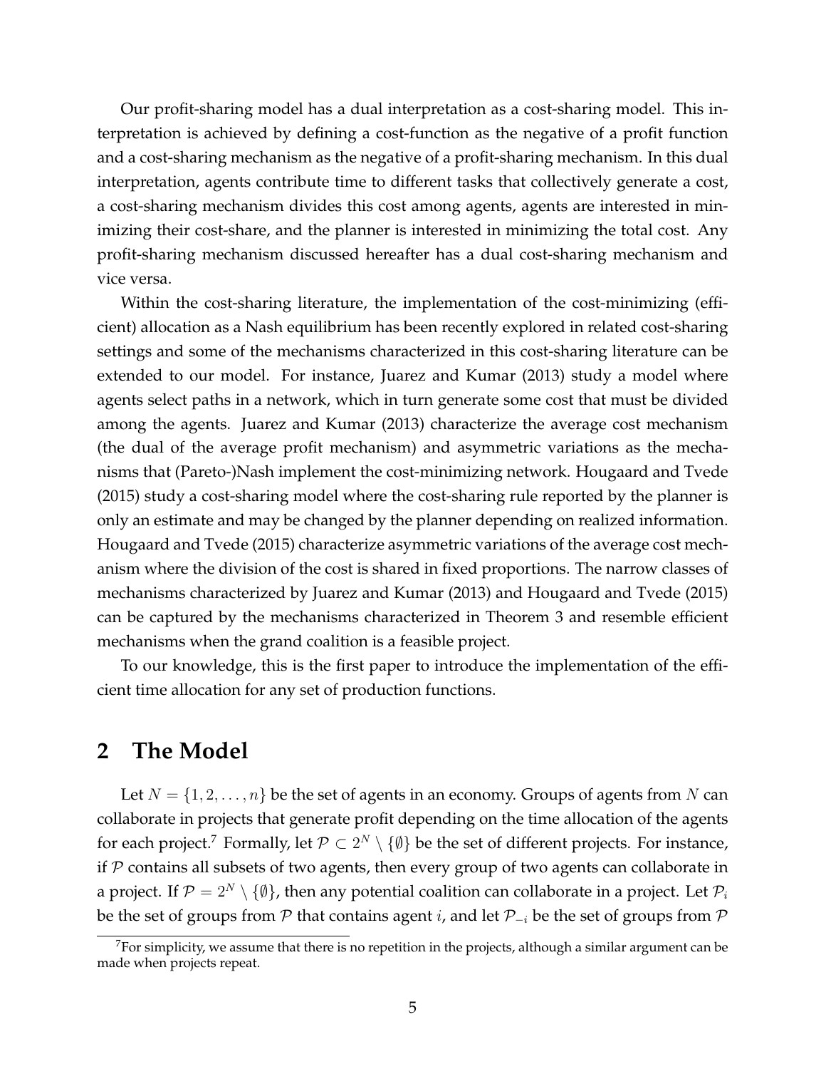Our profit-sharing model has a dual interpretation as a cost-sharing model. This interpretation is achieved by defining a cost-function as the negative of a profit function and a cost-sharing mechanism as the negative of a profit-sharing mechanism. In this dual interpretation, agents contribute time to different tasks that collectively generate a cost, a cost-sharing mechanism divides this cost among agents, agents are interested in minimizing their cost-share, and the planner is interested in minimizing the total cost. Any profit-sharing mechanism discussed hereafter has a dual cost-sharing mechanism and vice versa.

Within the cost-sharing literature, the implementation of the cost-minimizing (efficient) allocation as a Nash equilibrium has been recently explored in related cost-sharing settings and some of the mechanisms characterized in this cost-sharing literature can be extended to our model. For instance, Juarez and Kumar (2013) study a model where agents select paths in a network, which in turn generate some cost that must be divided among the agents. Juarez and Kumar (2013) characterize the average cost mechanism (the dual of the average profit mechanism) and asymmetric variations as the mechanisms that (Pareto-)Nash implement the cost-minimizing network. Hougaard and Tvede (2015) study a cost-sharing model where the cost-sharing rule reported by the planner is only an estimate and may be changed by the planner depending on realized information. Hougaard and Tvede (2015) characterize asymmetric variations of the average cost mechanism where the division of the cost is shared in fixed proportions. The narrow classes of mechanisms characterized by Juarez and Kumar (2013) and Hougaard and Tvede (2015) can be captured by the mechanisms characterized in Theorem 3 and resemble efficient mechanisms when the grand coalition is a feasible project.

To our knowledge, this is the first paper to introduce the implementation of the efficient time allocation for any set of production functions.

## 2 The Model

Let $N = \{1, 2, \ldots, n\}$ be the set of agents in an economy. Groups of agents from $N$ can collaborate in projects that generate profit depending on the time allocation of the agents for each project.[7] Formally, let $\mathcal{P} \subset 2^N \setminus \{\emptyset\}$ be the set of different projects. For instance, if $\mathcal{P}$ contains all subsets of two agents, then every group of two agents can collaborate in a project. If $\mathcal{P} = 2^N \setminus \{\emptyset\}$, then any potential coalition can collaborate in a project. Let $\mathcal{P}_i$ be the set of groups from $\mathcal{P}$ that contains agent $i$, and let $\mathcal{P}_{-i}$ be the set of groups from $\mathcal{P}$

[7] For simplicity, we assume that there is no repetition in the projects, although a similar argument can be made when projects repeat.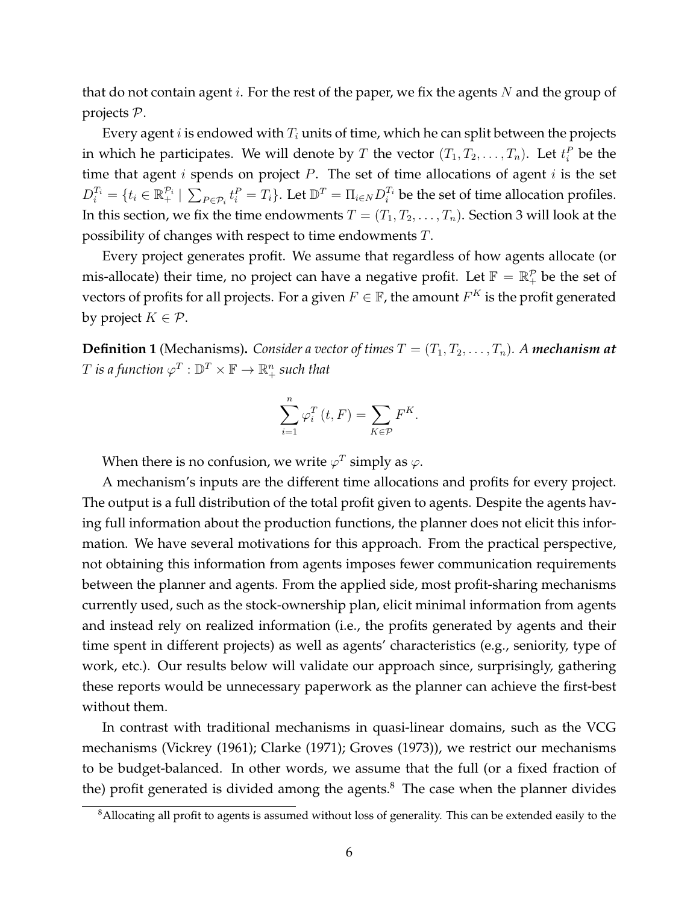that do not contain agent $i$. For the rest of the paper, we fix the agents $N$ and the group of projects $\mathcal{P}$.

Every agent $i$ is endowed with $T_i$ units of time, which he can split between the projects in which he participates. We will denote by $T$ the vector $(T_1, T_2, \ldots, T_n)$. Let $t_i^P$ be the time that agent $i$ spends on project $P$. The set of time allocations of agent $i$ is the set $D_i^{T_i} = \{t_i \in \mathbb{R}_+^{\mathcal{P}_i} \mid \sum_{P \in \mathcal{P}_i} t_i^P = T_i\}$. Let $\mathbb{D}^T = \Pi_{i \in N} D_i^{T_i}$ be the set of time allocation profiles. In this section, we fix the time endowments $T = (T_1, T_2, \ldots, T_n)$. Section 3 will look at the possibility of changes with respect to time endowments $T$.

Every project generates profit. We assume that regardless of how agents allocate (or mis-allocate) their time, no project can have a negative profit. Let $\mathbb{F} = \mathbb{R}_+^{\mathcal{P}}$ be the set of vectors of profits for all projects. For a given $F \in \mathbb{F}$, the amount $F^K$ is the profit generated by project $K \in \mathcal{P}$.

**Definition 1** (Mechanisms)**.** *Consider a vector of times $T = (T_1, T_2, \ldots, T_n)$. A **mechanism at** $T$ is a function $\varphi^T : \mathbb{D}^T \times \mathbb{F} \to \mathbb{R}_+^n$ such that*

$$\sum_{i=1}^{n} \varphi_i^T(t, F) = \sum_{K \in \mathcal{P}} F^K.$$

When there is no confusion, we write $\varphi^T$ simply as $\varphi$.

A mechanism's inputs are the different time allocations and profits for every project. The output is a full distribution of the total profit given to agents. Despite the agents having full information about the production functions, the planner does not elicit this information. We have several motivations for this approach. From the practical perspective, not obtaining this information from agents imposes fewer communication requirements between the planner and agents. From the applied side, most profit-sharing mechanisms currently used, such as the stock-ownership plan, elicit minimal information from agents and instead rely on realized information (i.e., the profits generated by agents and their time spent in different projects) as well as agents' characteristics (e.g., seniority, type of work, etc.). Our results below will validate our approach since, surprisingly, gathering these reports would be unnecessary paperwork as the planner can achieve the first-best without them.

In contrast with traditional mechanisms in quasi-linear domains, such as the VCG mechanisms (Vickrey (1961); Clarke (1971); Groves (1973)), we restrict our mechanisms to be budget-balanced. In other words, we assume that the full (or a fixed fraction of the) profit generated is divided among the agents.[8] The case when the planner divides

[8] Allocating all profit to agents is assumed without loss of generality. This can be extended easily to the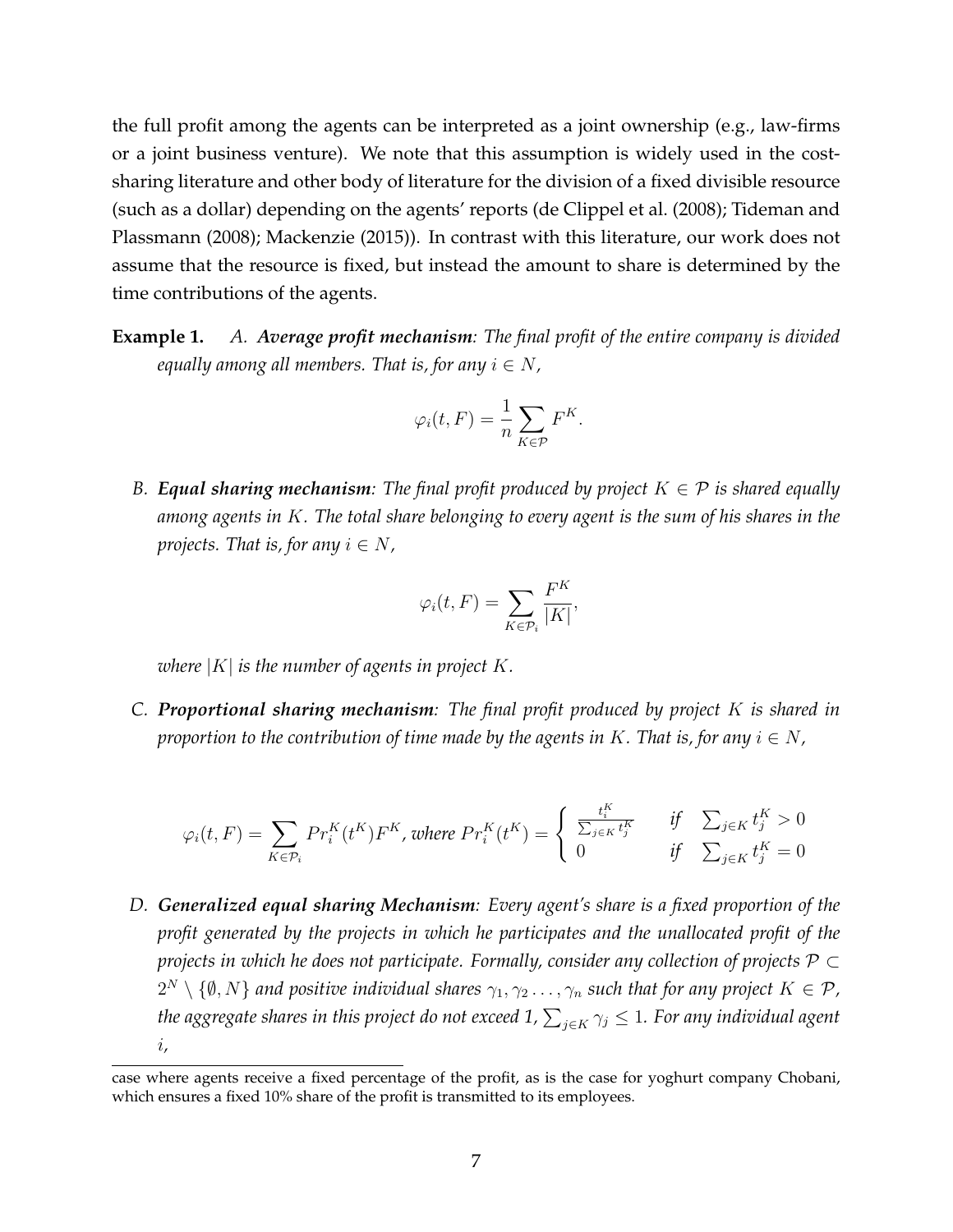the full profit among the agents can be interpreted as a joint ownership (e.g., law-firms or a joint business venture). We note that this assumption is widely used in the cost-sharing literature and other body of literature for the division of a fixed divisible resource (such as a dollar) depending on the agents' reports (de Clippel et al. (2008); Tideman and Plassmann (2008); Mackenzie (2015)). In contrast with this literature, our work does not assume that the resource is fixed, but instead the amount to share is determined by the time contributions of the agents.

**Example 1.** *A.* ***Average profit mechanism****: The final profit of the entire company is divided equally among all members. That is, for any $i \in N$,*

$$\varphi_i(t, F) = \frac{1}{n} \sum_{K \in \mathcal{P}} F^K.$$

*B.* ***Equal sharing mechanism****: The final profit produced by project $K \in \mathcal{P}$ is shared equally among agents in $K$. The total share belonging to every agent is the sum of his shares in the projects. That is, for any $i \in N$,*

$$\varphi_i(t, F) = \sum_{K \in \mathcal{P}_i} \frac{F^K}{|K|},$$

*where $|K|$ is the number of agents in project $K$.*

*C.* ***Proportional sharing mechanism****: The final profit produced by project $K$ is shared in proportion to the contribution of time made by the agents in $K$. That is, for any $i \in N$,*

$$\varphi_i(t, F) = \sum_{K \in \mathcal{P}_i} Pr_i^K(t^K) F^K, \text{ where } Pr_i^K(t^K) = \begin{cases} \frac{t_i^K}{\sum_{j \in K} t_j^K} & \text{if } \sum_{j \in K} t_j^K > 0 \\ 0 & \text{if } \sum_{j \in K} t_j^K = 0 \end{cases}$$

*D.* ***Generalized equal sharing Mechanism****: Every agent's share is a fixed proportion of the profit generated by the projects in which he participates and the unallocated profit of the projects in which he does not participate. Formally, consider any collection of projects $\mathcal{P} \subset 2^N \setminus \{\emptyset, N\}$ and positive individual shares $\gamma_1, \gamma_2 \ldots, \gamma_n$ such that for any project $K \in \mathcal{P}$, the aggregate shares in this project do not exceed 1, $\sum_{j \in K} \gamma_j \leq 1$. For any individual agent $i$,*

case where agents receive a fixed percentage of the profit, as is the case for yoghurt company Chobani, which ensures a fixed 10% share of the profit is transmitted to its employees.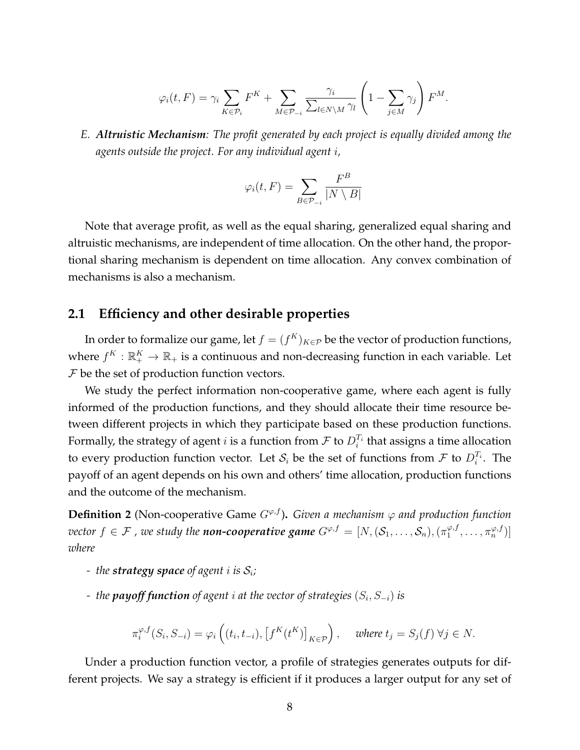$$\varphi_i(t, F) = \gamma_i \sum_{K \in \mathcal{P}_i} F^K + \sum_{M \in \mathcal{P}_{-i}} \frac{\gamma_i}{\sum_{l \in N \setminus M} \gamma_l} \left( 1 - \sum_{j \in M} \gamma_j \right) F^M.$$

E. ***Altruistic Mechanism****: The profit generated by each project is equally divided among the agents outside the project. For any individual agent $i$,*

$$\varphi_i(t, F) = \sum_{B \in \mathcal{P}_{-i}} \frac{F^B}{|N \setminus B|}$$

Note that average profit, as well as the equal sharing, generalized equal sharing and altruistic mechanisms, are independent of time allocation. On the other hand, the proportional sharing mechanism is dependent on time allocation. Any convex combination of mechanisms is also a mechanism.

## 2.1 Efficiency and other desirable properties

In order to formalize our game, let $f = (f^K)_{K \in \mathcal{P}}$ be the vector of production functions, where $f^K : \mathbb{R}_+^K \to \mathbb{R}_+$ is a continuous and non-decreasing function in each variable. Let $\mathcal{F}$ be the set of production function vectors.

We study the perfect information non-cooperative game, where each agent is fully informed of the production functions, and they should allocate their time resource between different projects in which they participate based on these production functions. Formally, the strategy of agent $i$ is a function from $\mathcal{F}$ to $D_i^{T_i}$ that assigns a time allocation to every production function vector. Let $\mathcal{S}_i$ be the set of functions from $\mathcal{F}$ to $D_i^{T_i}$. The payoff of an agent depends on his own and others' time allocation, production functions and the outcome of the mechanism.

**Definition 2** (Non-cooperative Game $G^{\varphi,f}$)**.** *Given a mechanism $\varphi$ and production function vector $f \in \mathcal{F}$ , we study the* ***non-cooperative game*** *$G^{\varphi,f} = [N, (\mathcal{S}_1, \dots, \mathcal{S}_n), (\pi_1^{\varphi,f}, \dots, \pi_n^{\varphi,f})]$ where*

- *the* ***strategy space*** *of agent $i$ is $\mathcal{S}_i$;*
- *the* ***payoff function*** *of agent $i$ at the vector of strategies $(S_i, S_{-i})$ is*

$$\pi_i^{\varphi,f}(S_i, S_{-i}) = \varphi_i \left( (t_i, t_{-i}), \left[ f^K(t^K) \right]_{K \in \mathcal{P}} \right), \quad \textit{where } t_j = S_j(f) \; \forall j \in N.$$

Under a production function vector, a profile of strategies generates outputs for different projects. We say a strategy is efficient if it produces a larger output for any set of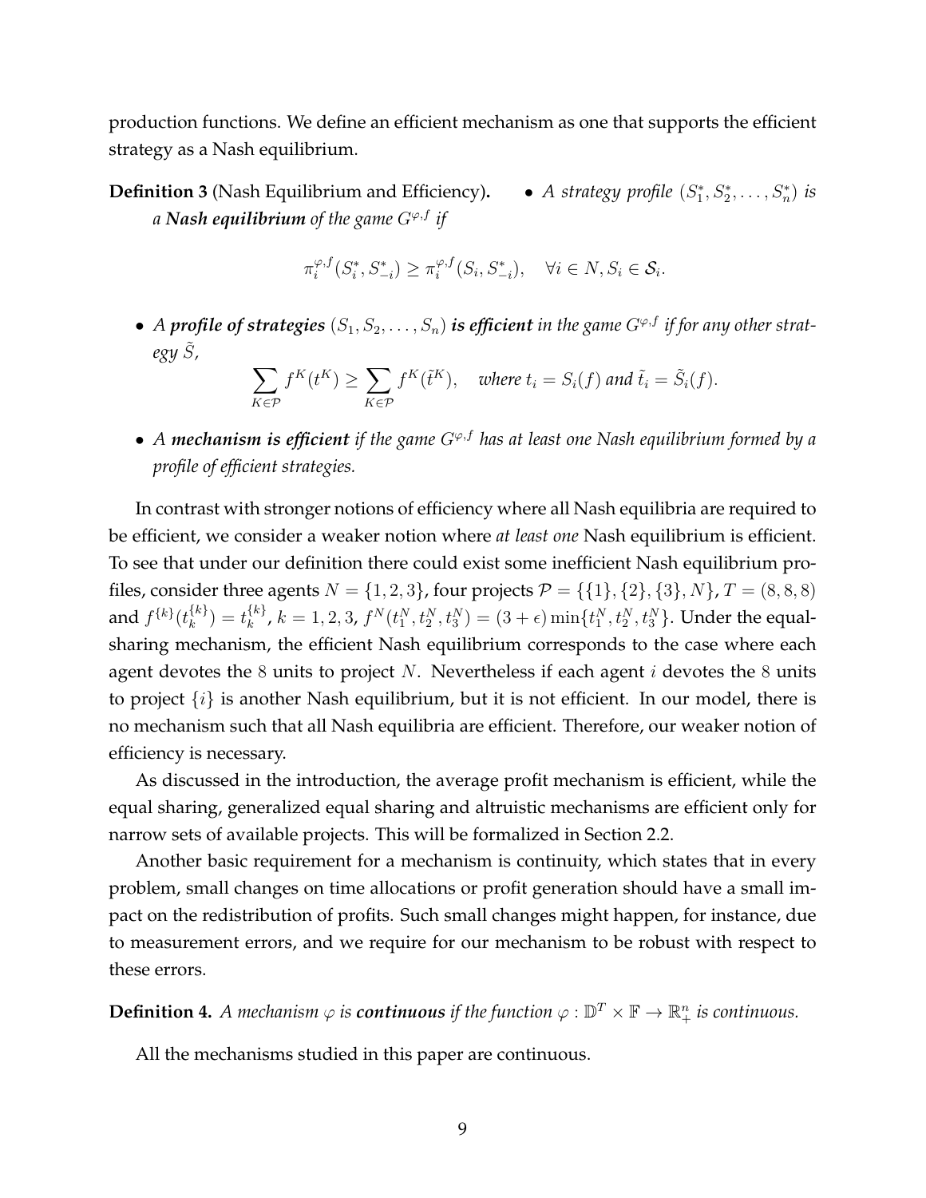production functions. We define an efficient mechanism as one that supports the efficient strategy as a Nash equilibrium.

**Definition 3** (Nash Equilibrium and Efficiency).

- *A strategy profile $(S_1^*, S_2^*, \ldots, S_n^*)$ is a **Nash equilibrium** of the game $G^{\varphi,f}$ if*

$$\pi_i^{\varphi,f}(S_i^*, S_{-i}^*) \geq \pi_i^{\varphi,f}(S_i, S_{-i}^*), \quad \forall i \in N, S_i \in \mathcal{S}_i.$$

- *A **profile of strategies** $(S_1, S_2, \ldots, S_n)$ **is efficient** in the game $G^{\varphi,f}$ if for any other strategy $\tilde{S}$,*

$$\sum_{K \in \mathcal{P}} f^K(t^K) \geq \sum_{K \in \mathcal{P}} f^K(\tilde{t}^K), \quad \textit{where } t_i = S_i(f) \textit{ and } \tilde{t}_i = \tilde{S}_i(f).$$

- *A **mechanism is efficient** if the game $G^{\varphi,f}$ has at least one Nash equilibrium formed by a profile of efficient strategies.*

In contrast with stronger notions of efficiency where all Nash equilibria are required to be efficient, we consider a weaker notion where *at least one* Nash equilibrium is efficient. To see that under our definition there could exist some inefficient Nash equilibrium profiles, consider three agents $N = \{1, 2, 3\}$, four projects $\mathcal{P} = \{\{1\}, \{2\}, \{3\}, N\}$, $T = (8, 8, 8)$ and $f^{\{k\}}(t_k^{\{k\}}) = t_k^{\{k\}}$, $k = 1, 2, 3$, $f^N(t_1^N, t_2^N, t_3^N) = (3 + \epsilon) \min\{t_1^N, t_2^N, t_3^N\}$. Under the equal-sharing mechanism, the efficient Nash equilibrium corresponds to the case where each agent devotes the $8$ units to project $N$. Nevertheless if each agent $i$ devotes the $8$ units to project $\{i\}$ is another Nash equilibrium, but it is not efficient. In our model, there is no mechanism such that all Nash equilibria are efficient. Therefore, our weaker notion of efficiency is necessary.

As discussed in the introduction, the average profit mechanism is efficient, while the equal sharing, generalized equal sharing and altruistic mechanisms are efficient only for narrow sets of available projects. This will be formalized in Section 2.2.

Another basic requirement for a mechanism is continuity, which states that in every problem, small changes on time allocations or profit generation should have a small impact on the redistribution of profits. Such small changes might happen, for instance, due to measurement errors, and we require for our mechanism to be robust with respect to these errors.

**Definition 4.** *A mechanism $\varphi$ is **continuous** if the function $\varphi : \mathbb{D}^T \times \mathbb{F} \to \mathbb{R}_+^n$ is continuous.*

All the mechanisms studied in this paper are continuous.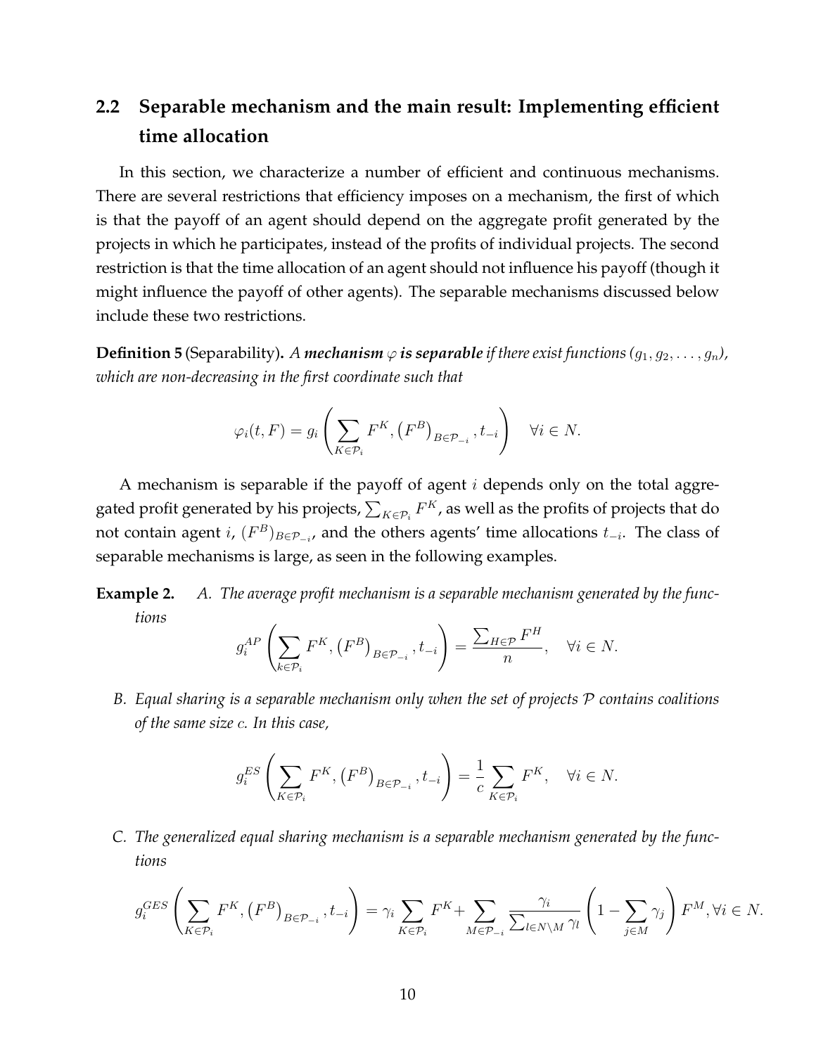## 2.2 Separable mechanism and the main result: Implementing efficient time allocation

In this section, we characterize a number of efficient and continuous mechanisms. There are several restrictions that efficiency imposes on a mechanism, the first of which is that the payoff of an agent should depend on the aggregate profit generated by the projects in which he participates, instead of the profits of individual projects. The second restriction is that the time allocation of an agent should not influence his payoff (though it might influence the payoff of other agents). The separable mechanisms discussed below include these two restrictions.

**Definition 5** (Separability)**.** *A **mechanism** $\varphi$ **is separable** if there exist functions $(g_1, g_2, \ldots, g_n)$, which are non-decreasing in the first coordinate such that*

$$\varphi_i(t, F) = g_i\left(\sum_{K\in\mathcal{P}_i} F^K, \left(F^B\right)_{B\in\mathcal{P}_{-i}}, t_{-i}\right) \quad \forall i \in N.$$

A mechanism is separable if the payoff of agent $i$ depends only on the total aggregated profit generated by his projects, $\sum_{K\in\mathcal{P}_i} F^K$, as well as the profits of projects that do not contain agent $i$, $(F^B)_{B\in\mathcal{P}_{-i}}$, and the others agents' time allocations $t_{-i}$. The class of separable mechanisms is large, as seen in the following examples.

**Example 2.** *A. The average profit mechanism is a separable mechanism generated by the functions*

$$g_i^{AP}\left(\sum_{k\in\mathcal{P}_i} F^K, \left(F^B\right)_{B\in\mathcal{P}_{-i}}, t_{-i}\right) = \frac{\sum_{H\in\mathcal{P}} F^H}{n}, \quad \forall i \in N.$$

*B. Equal sharing is a separable mechanism only when the set of projects $\mathcal{P}$ contains coalitions of the same size $c$. In this case,*

$$g_i^{ES}\left(\sum_{K\in\mathcal{P}_i} F^K, \left(F^B\right)_{B\in\mathcal{P}_{-i}}, t_{-i}\right) = \frac{1}{c}\sum_{K\in\mathcal{P}_i} F^K, \quad \forall i \in N.$$

*C. The generalized equal sharing mechanism is a separable mechanism generated by the functions*

$$g_i^{GES}\left(\sum_{K\in\mathcal{P}_i} F^K, \left(F^B\right)_{B\in\mathcal{P}_{-i}}, t_{-i}\right) = \gamma_i \sum_{K\in\mathcal{P}_i} F^K + \sum_{M\in\mathcal{P}_{-i}} \frac{\gamma_i}{\sum_{l\in N\setminus M}\gamma_l}\left(1 - \sum_{j\in M}\gamma_j\right) F^M, \forall i \in N.$$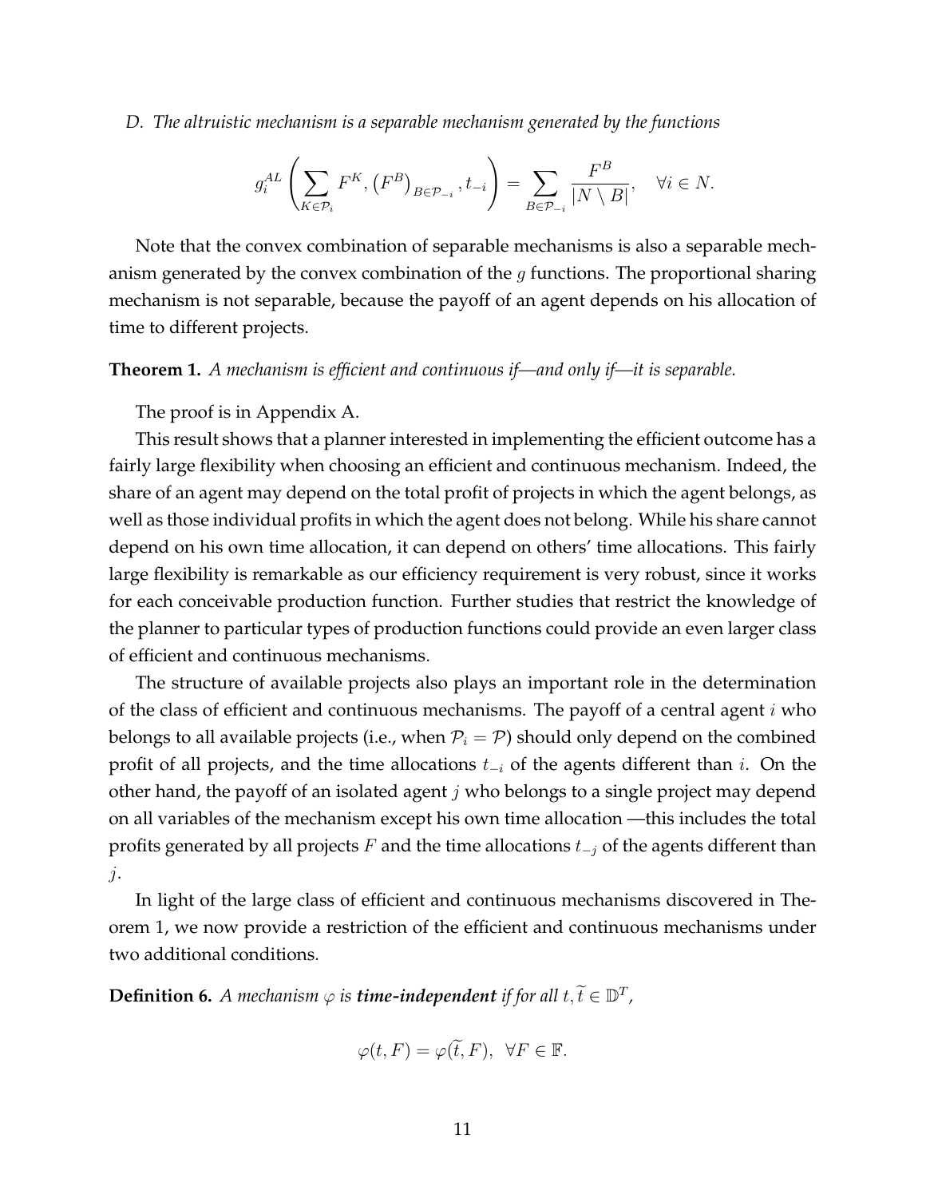*D. The altruistic mechanism is a separable mechanism generated by the functions*

$$g_i^{AL}\left(\sum_{K\in\mathcal{P}_i} F^K, \left(F^B\right)_{B\in\mathcal{P}_{-i}}, t_{-i}\right) = \sum_{B\in\mathcal{P}_{-i}} \frac{F^B}{|N\setminus B|}, \quad \forall i \in N.$$

Note that the convex combination of separable mechanisms is also a separable mechanism generated by the convex combination of the $g$ functions. The proportional sharing mechanism is not separable, because the payoff of an agent depends on his allocation of time to different projects.

**Theorem 1.** *A mechanism is efficient and continuous if—and only if—it is separable.*

The proof is in Appendix A.

This result shows that a planner interested in implementing the efficient outcome has a fairly large flexibility when choosing an efficient and continuous mechanism. Indeed, the share of an agent may depend on the total profit of projects in which the agent belongs, as well as those individual profits in which the agent does not belong. While his share cannot depend on his own time allocation, it can depend on others' time allocations. This fairly large flexibility is remarkable as our efficiency requirement is very robust, since it works for each conceivable production function. Further studies that restrict the knowledge of the planner to particular types of production functions could provide an even larger class of efficient and continuous mechanisms.

The structure of available projects also plays an important role in the determination of the class of efficient and continuous mechanisms. The payoff of a central agent $i$ who belongs to all available projects (i.e., when $\mathcal{P}_i = \mathcal{P}$) should only depend on the combined profit of all projects, and the time allocations $t_{-i}$ of the agents different than $i$. On the other hand, the payoff of an isolated agent $j$ who belongs to a single project may depend on all variables of the mechanism except his own time allocation —this includes the total profits generated by all projects $F$ and the time allocations $t_{-j}$ of the agents different than $j$.

In light of the large class of efficient and continuous mechanisms discovered in Theorem 1, we now provide a restriction of the efficient and continuous mechanisms under two additional conditions.

**Definition 6.** *A mechanism $\varphi$ is **time-independent** if for all $t, \widetilde{t} \in \mathbb{D}^T$,*

$$\varphi(t, F) = \varphi(\widetilde{t}, F), \ \ \forall F \in \mathbb{F}.$$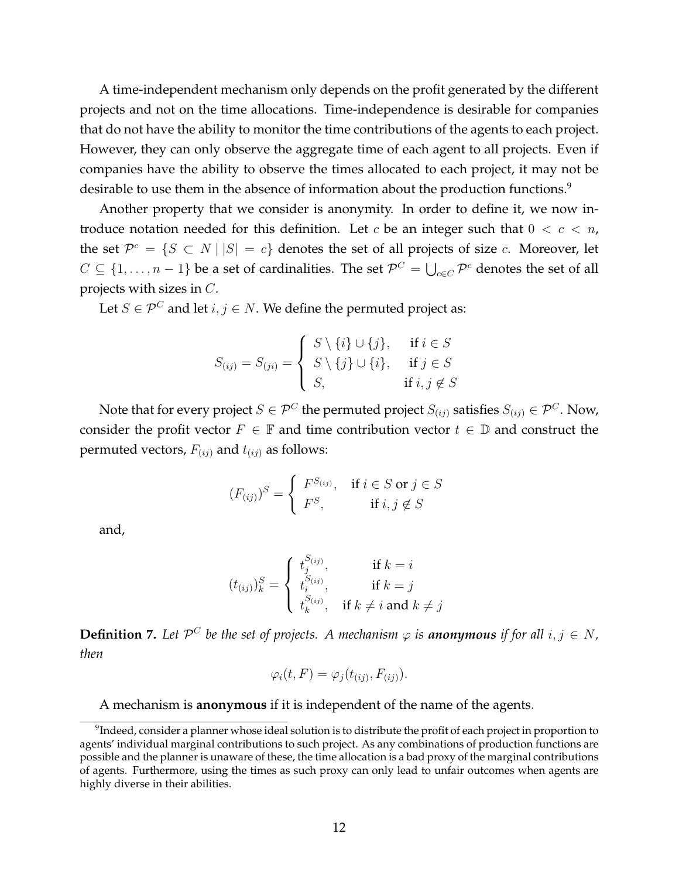A time-independent mechanism only depends on the profit generated by the different projects and not on the time allocations. Time-independence is desirable for companies that do not have the ability to monitor the time contributions of the agents to each project. However, they can only observe the aggregate time of each agent to all projects. Even if companies have the ability to observe the times allocated to each project, it may not be desirable to use them in the absence of information about the production functions.[9]

Another property that we consider is anonymity. In order to define it, we now introduce notation needed for this definition. Let $c$ be an integer such that $0 < c < n$, the set $\mathcal{P}^c = \{S \subset N \mid |S| = c\}$ denotes the set of all projects of size $c$. Moreover, let $C \subseteq \{1, \ldots, n-1\}$ be a set of cardinalities. The set $\mathcal{P}^C = \bigcup_{c \in C} \mathcal{P}^c$ denotes the set of all projects with sizes in $C$.

Let $S \in \mathcal{P}^C$ and let $i, j \in N$. We define the permuted project as:

$$S_{(ij)} = S_{(ji)} = \begin{cases} S \setminus \{i\} \cup \{j\}, & \text{if } i \in S \\ S \setminus \{j\} \cup \{i\}, & \text{if } j \in S \\ S, & \text{if } i, j \notin S \end{cases}$$

Note that for every project $S \in \mathcal{P}^C$ the permuted project $S_{(ij)}$ satisfies $S_{(ij)} \in \mathcal{P}^C$. Now, consider the profit vector $F \in \mathbb{F}$ and time contribution vector $t \in \mathbb{D}$ and construct the permuted vectors, $F_{(ij)}$ and $t_{(ij)}$ as follows:

$$(F_{(ij)})^S = \begin{cases} F^{S_{(ij)}}, & \text{if } i \in S \text{ or } j \in S \\ F^S, & \text{if } i, j \notin S \end{cases}$$

and,

$$(t_{(ij)})^S_k = \begin{cases} t_j^{S_{(ij)}}, & \text{if } k = i \\ t_i^{S_{(ij)}}, & \text{if } k = j \\ t_k^{S_{(ij)}}, & \text{if } k \neq i \text{ and } k \neq j \end{cases}$$

**Definition 7.** *Let $\mathcal{P}^C$ be the set of projects. A mechanism $\varphi$ is* ***anonymous*** *if for all $i, j \in N$, then*

$$\varphi_i(t, F) = \varphi_j(t_{(ij)}, F_{(ij)}).$$

A mechanism is **anonymous** if it is independent of the name of the agents.

[9] Indeed, consider a planner whose ideal solution is to distribute the profit of each project in proportion to agents' individual marginal contributions to such project. As any combinations of production functions are possible and the planner is unaware of these, the time allocation is a bad proxy of the marginal contributions of agents. Furthermore, using the times as such proxy can only lead to unfair outcomes when agents are highly diverse in their abilities.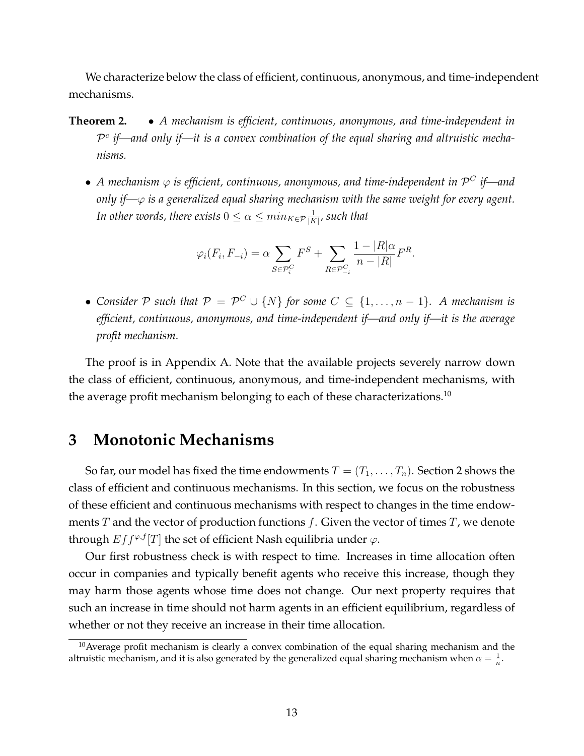We characterize below the class of efficient, continuous, anonymous, and time-independent mechanisms.

**Theorem 2.**

- *A mechanism is efficient, continuous, anonymous, and time-independent in $\mathcal{P}^c$ if—and only if—it is a convex combination of the equal sharing and altruistic mechanisms.*
- *A mechanism $\varphi$ is efficient, continuous, anonymous, and time-independent in $\mathcal{P}^C$ if—and only if—$\varphi$ is a generalized equal sharing mechanism with the same weight for every agent. In other words, there exists $0 \leq \alpha \leq min_{K \in \mathcal{P}} \frac{1}{|K|}$, such that*

$$\varphi_i(F_i, F_{-i}) = \alpha \sum_{S \in \mathcal{P}_i^C} F^S + \sum_{R \in \mathcal{P}_{-i}^C} \frac{1 - |R|\alpha}{n - |R|} F^R.$$

- *Consider $\mathcal{P}$ such that $\mathcal{P} = \mathcal{P}^C \cup \{N\}$ for some $C \subseteq \{1, \ldots, n-1\}$. A mechanism is efficient, continuous, anonymous, and time-independent if—and only if—it is the average profit mechanism.*

The proof is in Appendix A. Note that the available projects severely narrow down the class of efficient, continuous, anonymous, and time-independent mechanisms, with the average profit mechanism belonging to each of these characterizations.[10]

# 3 Monotonic Mechanisms

So far, our model has fixed the time endowments $T = (T_1, \ldots, T_n)$. Section 2 shows the class of efficient and continuous mechanisms. In this section, we focus on the robustness of these efficient and continuous mechanisms with respect to changes in the time endowments $T$ and the vector of production functions $f$. Given the vector of times $T$, we denote through $Eff^{\varphi,f}[T]$ the set of efficient Nash equilibria under $\varphi$.

Our first robustness check is with respect to time. Increases in time allocation often occur in companies and typically benefit agents who receive this increase, though they may harm those agents whose time does not change. Our next property requires that such an increase in time should not harm agents in an efficient equilibrium, regardless of whether or not they receive an increase in their time allocation.

[10] Average profit mechanism is clearly a convex combination of the equal sharing mechanism and the altruistic mechanism, and it is also generated by the generalized equal sharing mechanism when $\alpha = \frac{1}{n}$.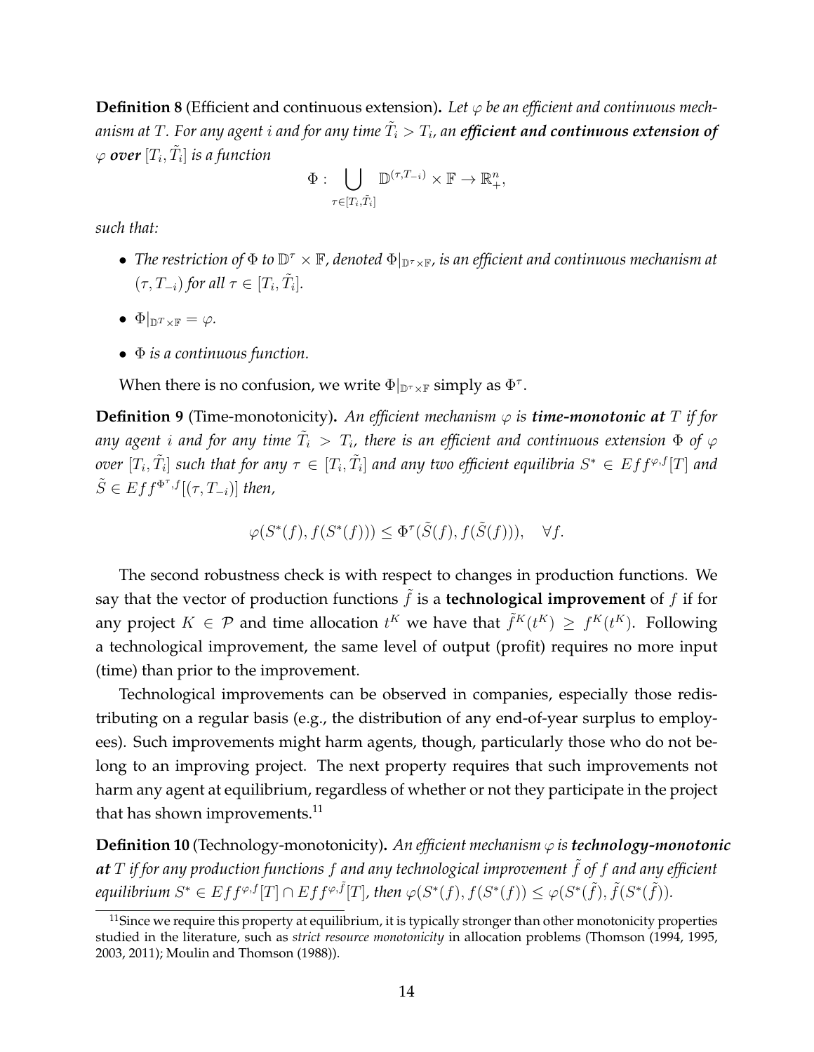**Definition 8** (Efficient and continuous extension)**.** *Let $\varphi$ be an efficient and continuous mechanism at $T$. For any agent $i$ and for any time $\tilde{T}_i > T_i$, an* ***efficient and continuous extension of*** $\varphi$ ***over*** $[T_i, \tilde{T}_i]$ *is a function*

$$\Phi : \bigcup_{\tau \in [T_i, \tilde{T}_i]} \mathbb{D}^{(\tau, T_{-i})} \times \mathbb{F} \to \mathbb{R}^n_+,$$

*such that:*

- *The restriction of $\Phi$ to $\mathbb{D}^\tau \times \mathbb{F}$, denoted $\Phi|_{\mathbb{D}^\tau \times \mathbb{F}}$, is an efficient and continuous mechanism at $(\tau, T_{-i})$ for all $\tau \in [T_i, \tilde{T}_i]$.*
- $\Phi|_{\mathbb{D}^T \times \mathbb{F}} = \varphi$.
- *$\Phi$ is a continuous function.*

When there is no confusion, we write $\Phi|_{\mathbb{D}^\tau \times \mathbb{F}}$ simply as $\Phi^\tau$.

**Definition 9** (Time-monotonicity)**.** *An efficient mechanism $\varphi$ is* ***time-monotonic at*** $T$ *if for any agent $i$ and for any time $\tilde{T}_i > T_i$, there is an efficient and continuous extension $\Phi$ of $\varphi$ over $[T_i, \tilde{T}_i]$ such that for any $\tau \in [T_i, \tilde{T}_i]$ and any two efficient equilibria $S^* \in Eff^{\varphi,f}[T]$ and $\tilde{S} \in Eff^{\Phi^\tau,f}[(\tau, T_{-i})]$ then,*

$$\varphi(S^*(f), f(S^*(f))) \leq \Phi^\tau(\tilde{S}(f), f(\tilde{S}(f))), \quad \forall f.$$

The second robustness check is with respect to changes in production functions. We say that the vector of production functions $\tilde{f}$ is a **technological improvement** of $f$ if for any project $K \in \mathcal{P}$ and time allocation $t^K$ we have that $\tilde{f}^K(t^K) \geq f^K(t^K)$. Following a technological improvement, the same level of output (profit) requires no more input (time) than prior to the improvement.

Technological improvements can be observed in companies, especially those redistributing on a regular basis (e.g., the distribution of any end-of-year surplus to employees). Such improvements might harm agents, though, particularly those who do not belong to an improving project. The next property requires that such improvements not harm any agent at equilibrium, regardless of whether or not they participate in the project that has shown improvements.[11]

**Definition 10** (Technology-monotonicity)**.** *An efficient mechanism $\varphi$ is* ***technology-monotonic at*** $T$ *if for any production functions $f$ and any technological improvement $\tilde{f}$ of $f$ and any efficient equilibrium $S^* \in Eff^{\varphi,f}[T] \cap Eff^{\varphi,\tilde{f}}[T]$, then $\varphi(S^*(f), f(S^*(f)) \leq \varphi(S^*(\tilde{f}), \tilde{f}(S^*(\tilde{f}))$.*

[11] Since we require this property at equilibrium, it is typically stronger than other monotonicity properties studied in the literature, such as *strict resource monotonicity* in allocation problems (Thomson (1994, 1995, 2003, 2011); Moulin and Thomson (1988)).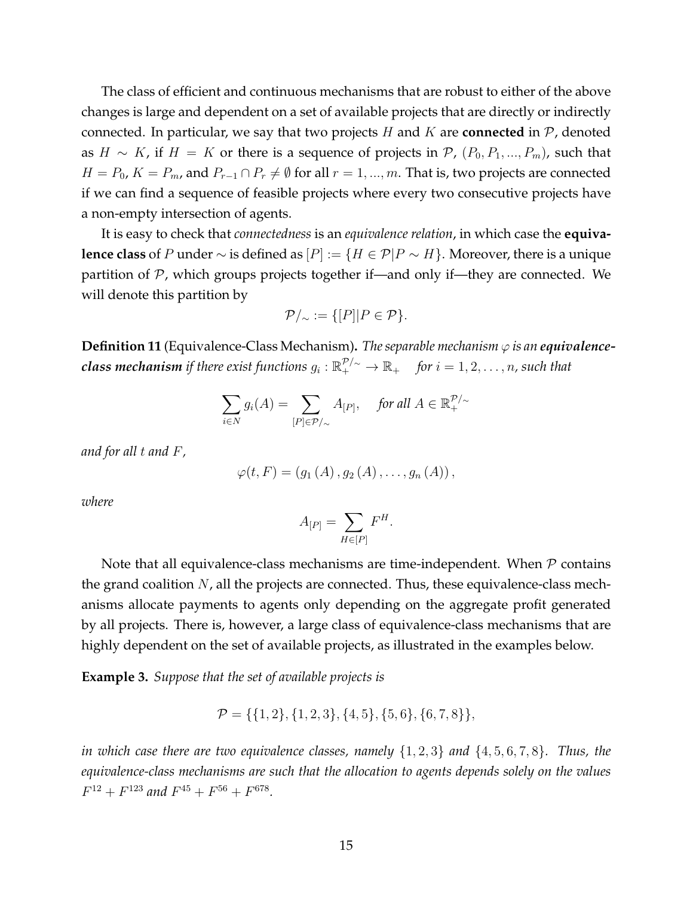The class of efficient and continuous mechanisms that are robust to either of the above changes is large and dependent on a set of available projects that are directly or indirectly connected. In particular, we say that two projects $H$ and $K$ are **connected** in $\mathcal{P}$, denoted as $H \sim K$, if $H = K$ or there is a sequence of projects in $\mathcal{P}$, $(P_0, P_1, ..., P_m)$, such that $H = P_0$, $K = P_m$, and $P_{r-1} \cap P_r \neq \emptyset$ for all $r = 1, ..., m$. That is, two projects are connected if we can find a sequence of feasible projects where every two consecutive projects have a non-empty intersection of agents.

It is easy to check that *connectedness* is an *equivalence relation*, in which case the **equivalence class** of $P$ under $\sim$ is defined as $[P] := \{H \in \mathcal{P} | P \sim H\}$. Moreover, there is a unique partition of $\mathcal{P}$, which groups projects together if—and only if—they are connected. We will denote this partition by

$$\mathcal{P}/_{\sim} := \{[P] | P \in \mathcal{P}\}.$$

**Definition 11** (Equivalence-Class Mechanism)**.** *The separable mechanism $\varphi$ is an **equivalence-class mechanism** if there exist functions $g_i : \mathbb{R}_+^{\mathcal{P}/_{\sim}} \to \mathbb{R}_+$ for $i = 1, 2, \ldots, n$, such that*

$$\sum_{i \in N} g_i(A) = \sum_{[P] \in \mathcal{P}/_{\sim}} A_{[P]}, \quad \text{for all } A \in \mathbb{R}_+^{\mathcal{P}/_{\sim}}$$

*and for all $t$ and $F$,*

$$\varphi(t, F) = (g_1(A), g_2(A), \ldots, g_n(A)),$$

*where*

$$A_{[P]} = \sum_{H \in [P]} F^H.$$

Note that all equivalence-class mechanisms are time-independent. When $\mathcal{P}$ contains the grand coalition $N$, all the projects are connected. Thus, these equivalence-class mechanisms allocate payments to agents only depending on the aggregate profit generated by all projects. There is, however, a large class of equivalence-class mechanisms that are highly dependent on the set of available projects, as illustrated in the examples below.

**Example 3.** *Suppose that the set of available projects is*

$$\mathcal{P} = \{\{1, 2\}, \{1, 2, 3\}, \{4, 5\}, \{5, 6\}, \{6, 7, 8\}\},$$

*in which case there are two equivalence classes, namely $\{1, 2, 3\}$ and $\{4, 5, 6, 7, 8\}$. Thus, the equivalence-class mechanisms are such that the allocation to agents depends solely on the values $F^{12} + F^{123}$ and $F^{45} + F^{56} + F^{678}$.*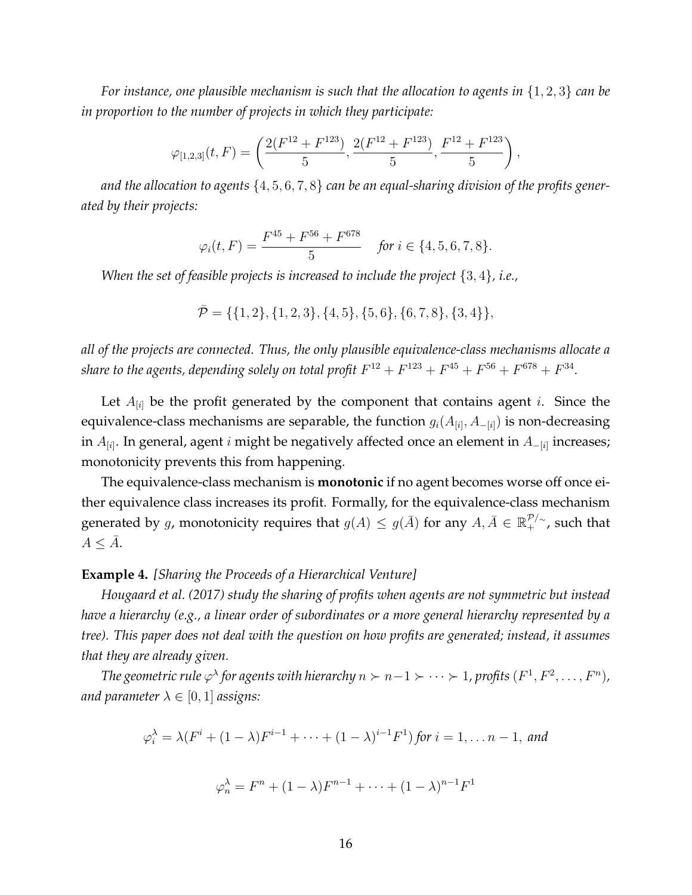*For instance, one plausible mechanism is such that the allocation to agents in $\{1, 2, 3\}$ can be in proportion to the number of projects in which they participate:*

$$\varphi_{[1,2,3]}(t, F) = \left( \frac{2(F^{12} + F^{123})}{5}, \frac{2(F^{12} + F^{123})}{5}, \frac{F^{12} + F^{123}}{5} \right),$$

*and the allocation to agents $\{4, 5, 6, 7, 8\}$ can be an equal-sharing division of the profits generated by their projects:*

$$\varphi_i(t, F) = \frac{F^{45} + F^{56} + F^{678}}{5} \quad \textit{for } i \in \{4, 5, 6, 7, 8\}.$$

*When the set of feasible projects is increased to include the project $\{3, 4\}$, i.e.,*

$$\bar{\mathcal{P}} = \{\{1, 2\}, \{1, 2, 3\}, \{4, 5\}, \{5, 6\}, \{6, 7, 8\}, \{3, 4\}\},$$

*all of the projects are connected. Thus, the only plausible equivalence-class mechanisms allocate a share to the agents, depending solely on total profit $F^{12} + F^{123} + F^{45} + F^{56} + F^{678} + F^{34}$.*

Let $A_{[i]}$ be the profit generated by the component that contains agent $i$. Since the equivalence-class mechanisms are separable, the function $g_i(A_{[i]}, A_{-[i]})$ is non-decreasing in $A_{[i]}$. In general, agent $i$ might be negatively affected once an element in $A_{-[i]}$ increases; monotonicity prevents this from happening.

The equivalence-class mechanism is **monotonic** if no agent becomes worse off once either equivalence class increases its profit. Formally, for the equivalence-class mechanism generated by $g$, monotonicity requires that $g(A) \leq g(\bar{A})$ for any $A, \bar{A} \in \mathbb{R}_+^{\mathcal{P}/\sim}$, such that $A \leq \bar{A}$.

**Example 4.** *[Sharing the Proceeds of a Hierarchical Venture]*

*Hougaard et al. (2017) study the sharing of profits when agents are not symmetric but instead have a hierarchy (e.g., a linear order of subordinates or a more general hierarchy represented by a tree). This paper does not deal with the question on how profits are generated; instead, it assumes that they are already given.*

*The geometric rule $\varphi^\lambda$ for agents with hierarchy $n \succ n-1 \succ \cdots \succ 1$, profits $(F^1, F^2, \ldots, F^n)$, and parameter $\lambda \in [0, 1]$ assigns:*

$$\varphi_i^\lambda = \lambda(F^i + (1-\lambda)F^{i-1} + \cdots + (1-\lambda)^{i-1}F^1) \textit{ for } i = 1, \ldots n-1, \textit{ and}$$

$$\varphi_n^\lambda = F^n + (1-\lambda)F^{n-1} + \cdots + (1-\lambda)^{n-1}F^1$$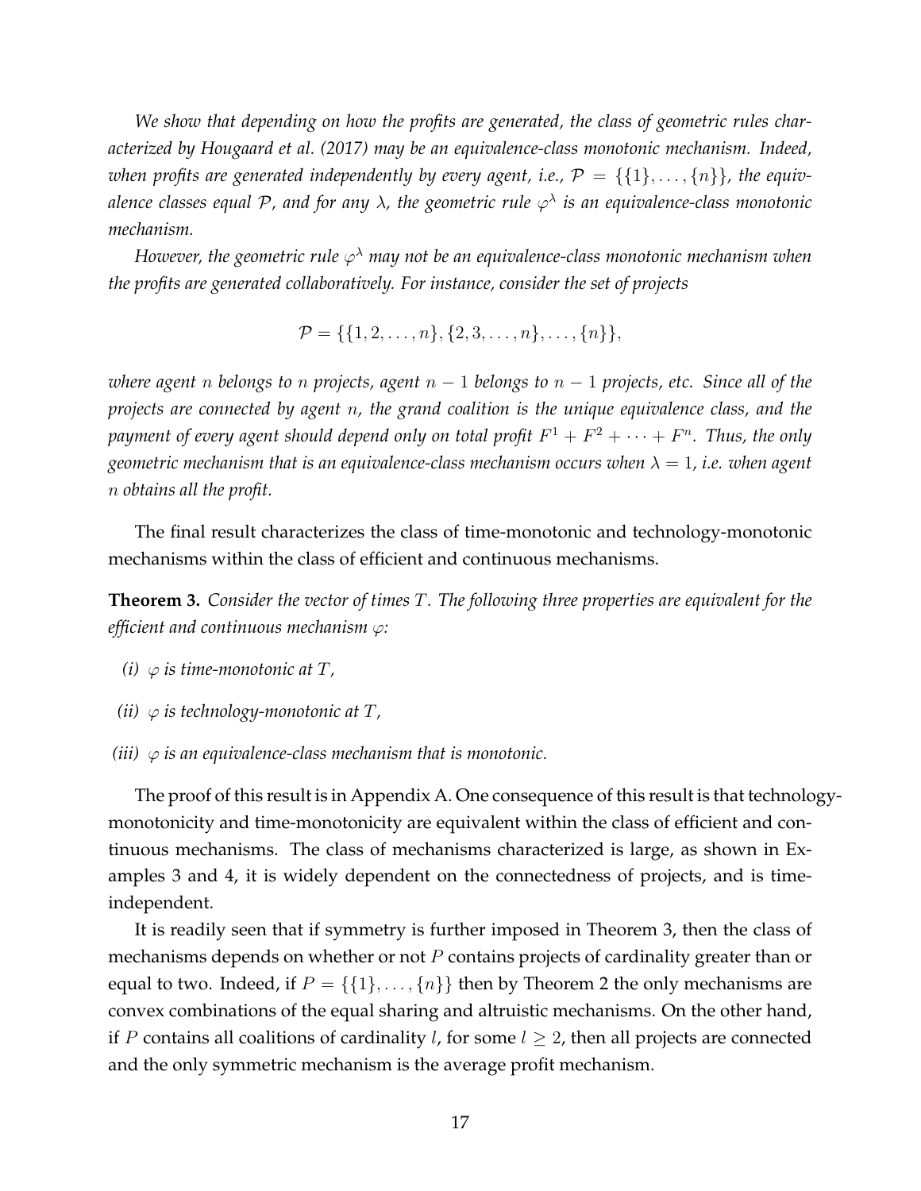*We show that depending on how the profits are generated, the class of geometric rules characterized by Hougaard et al. (2017) may be an equivalence-class monotonic mechanism. Indeed, when profits are generated independently by every agent, i.e.,* $\mathcal{P} = \{\{1\}, \ldots, \{n\}\}$*, the equivalence classes equal* $\mathcal{P}$*, and for any* $\lambda$*, the geometric rule* $\varphi^{\lambda}$ *is an equivalence-class monotonic mechanism.*

*However, the geometric rule* $\varphi^{\lambda}$ *may not be an equivalence-class monotonic mechanism when the profits are generated collaboratively. For instance, consider the set of projects*

$$\mathcal{P} = \{\{1, 2, \ldots, n\}, \{2, 3, \ldots, n\}, \ldots, \{n\}\},$$

*where agent* $n$ *belongs to* $n$ *projects, agent* $n-1$ *belongs to* $n-1$ *projects, etc. Since all of the projects are connected by agent* $n$*, the grand coalition is the unique equivalence class, and the payment of every agent should depend only on total profit* $F^1 + F^2 + \cdots + F^n$*. Thus, the only geometric mechanism that is an equivalence-class mechanism occurs when* $\lambda = 1$*, i.e. when agent* $n$ *obtains all the profit.*

The final result characterizes the class of time-monotonic and technology-monotonic mechanisms within the class of efficient and continuous mechanisms.

**Theorem 3.** *Consider the vector of times* $T$*. The following three properties are equivalent for the efficient and continuous mechanism* $\varphi$*:*

*(i)* $\varphi$ *is time-monotonic at* $T$*,*

*(ii)* $\varphi$ *is technology-monotonic at* $T$*,*

*(iii)* $\varphi$ *is an equivalence-class mechanism that is monotonic.*

The proof of this result is in Appendix A. One consequence of this result is that technology-monotonicity and time-monotonicity are equivalent within the class of efficient and continuous mechanisms. The class of mechanisms characterized is large, as shown in Examples 3 and 4, it is widely dependent on the connectedness of projects, and is time-independent.

It is readily seen that if symmetry is further imposed in Theorem 3, then the class of mechanisms depends on whether or not $P$ contains projects of cardinality greater than or equal to two. Indeed, if $P = \{\{1\}, \ldots, \{n\}\}$ then by Theorem 2 the only mechanisms are convex combinations of the equal sharing and altruistic mechanisms. On the other hand, if $P$ contains all coalitions of cardinality $l$, for some $l \geq 2$, then all projects are connected and the only symmetric mechanism is the average profit mechanism.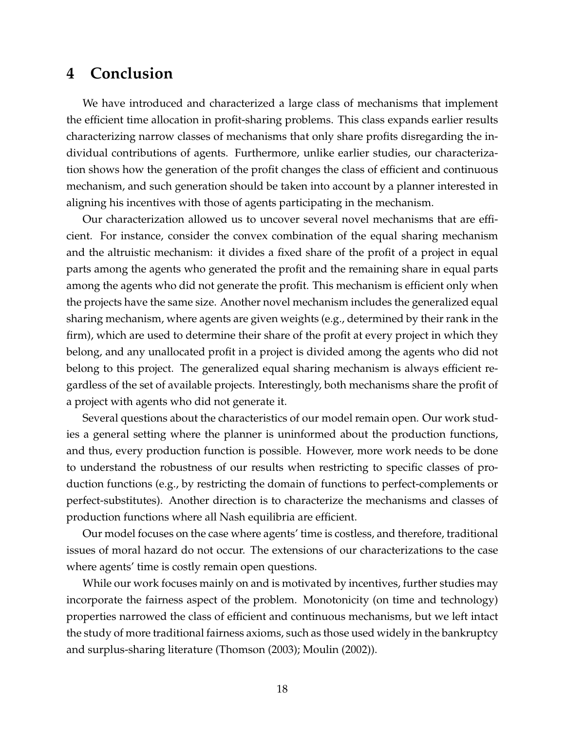# 4 Conclusion

We have introduced and characterized a large class of mechanisms that implement the efficient time allocation in profit-sharing problems. This class expands earlier results characterizing narrow classes of mechanisms that only share profits disregarding the individual contributions of agents. Furthermore, unlike earlier studies, our characterization shows how the generation of the profit changes the class of efficient and continuous mechanism, and such generation should be taken into account by a planner interested in aligning his incentives with those of agents participating in the mechanism.

Our characterization allowed us to uncover several novel mechanisms that are efficient. For instance, consider the convex combination of the equal sharing mechanism and the altruistic mechanism: it divides a fixed share of the profit of a project in equal parts among the agents who generated the profit and the remaining share in equal parts among the agents who did not generate the profit. This mechanism is efficient only when the projects have the same size. Another novel mechanism includes the generalized equal sharing mechanism, where agents are given weights (e.g., determined by their rank in the firm), which are used to determine their share of the profit at every project in which they belong, and any unallocated profit in a project is divided among the agents who did not belong to this project. The generalized equal sharing mechanism is always efficient regardless of the set of available projects. Interestingly, both mechanisms share the profit of a project with agents who did not generate it.

Several questions about the characteristics of our model remain open. Our work studies a general setting where the planner is uninformed about the production functions, and thus, every production function is possible. However, more work needs to be done to understand the robustness of our results when restricting to specific classes of production functions (e.g., by restricting the domain of functions to perfect-complements or perfect-substitutes). Another direction is to characterize the mechanisms and classes of production functions where all Nash equilibria are efficient.

Our model focuses on the case where agents' time is costless, and therefore, traditional issues of moral hazard do not occur. The extensions of our characterizations to the case where agents' time is costly remain open questions.

While our work focuses mainly on and is motivated by incentives, further studies may incorporate the fairness aspect of the problem. Monotonicity (on time and technology) properties narrowed the class of efficient and continuous mechanisms, but we left intact the study of more traditional fairness axioms, such as those used widely in the bankruptcy and surplus-sharing literature (Thomson (2003); Moulin (2002)).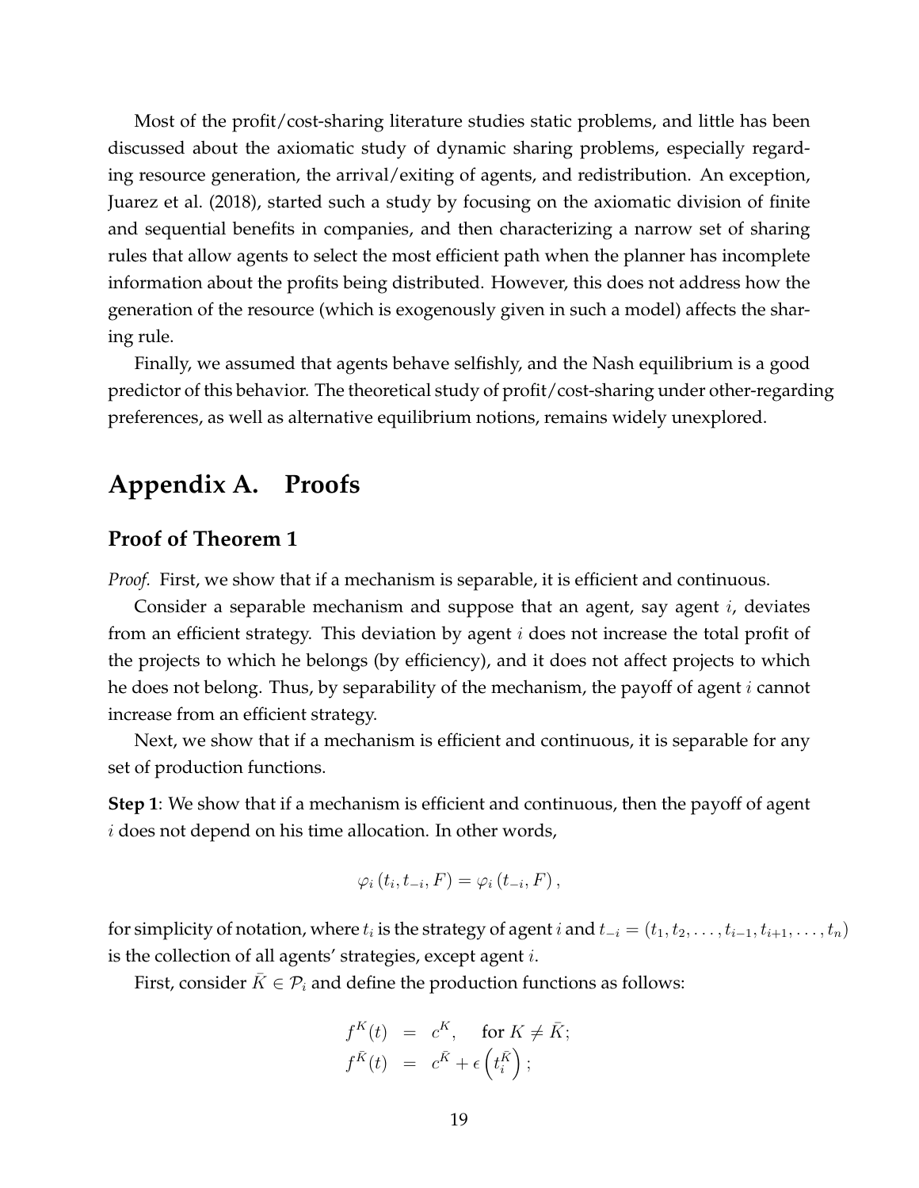Most of the profit/cost-sharing literature studies static problems, and little has been discussed about the axiomatic study of dynamic sharing problems, especially regarding resource generation, the arrival/exiting of agents, and redistribution. An exception, Juarez et al. (2018), started such a study by focusing on the axiomatic division of finite and sequential benefits in companies, and then characterizing a narrow set of sharing rules that allow agents to select the most efficient path when the planner has incomplete information about the profits being distributed. However, this does not address how the generation of the resource (which is exogenously given in such a model) affects the sharing rule.

Finally, we assumed that agents behave selfishly, and the Nash equilibrium is a good predictor of this behavior. The theoretical study of profit/cost-sharing under other-regarding preferences, as well as alternative equilibrium notions, remains widely unexplored.

# Appendix A. Proofs

## Proof of Theorem 1

*Proof.* First, we show that if a mechanism is separable, it is efficient and continuous.

Consider a separable mechanism and suppose that an agent, say agent $i$, deviates from an efficient strategy. This deviation by agent $i$ does not increase the total profit of the projects to which he belongs (by efficiency), and it does not affect projects to which he does not belong. Thus, by separability of the mechanism, the payoff of agent $i$ cannot increase from an efficient strategy.

Next, we show that if a mechanism is efficient and continuous, it is separable for any set of production functions.

**Step 1**: We show that if a mechanism is efficient and continuous, then the payoff of agent $i$ does not depend on his time allocation. In other words,

$$\varphi_i\left(t_i, t_{-i}, F\right) = \varphi_i\left(t_{-i}, F\right),$$

for simplicity of notation, where $t_i$ is the strategy of agent $i$ and $t_{-i} = (t_1, t_2, \ldots, t_{i-1}, t_{i+1}, \ldots, t_n)$ is the collection of all agents' strategies, except agent $i$.

First, consider $\bar{K} \in \mathcal{P}_i$ and define the production functions as follows:

$$\begin{aligned}
f^K(t) &= c^K, \quad \text{for } K \neq \bar{K}; \\
f^{\bar{K}}(t) &= c^{\bar{K}} + \epsilon\left(t_i^{\bar{K}}\right);
\end{aligned}$$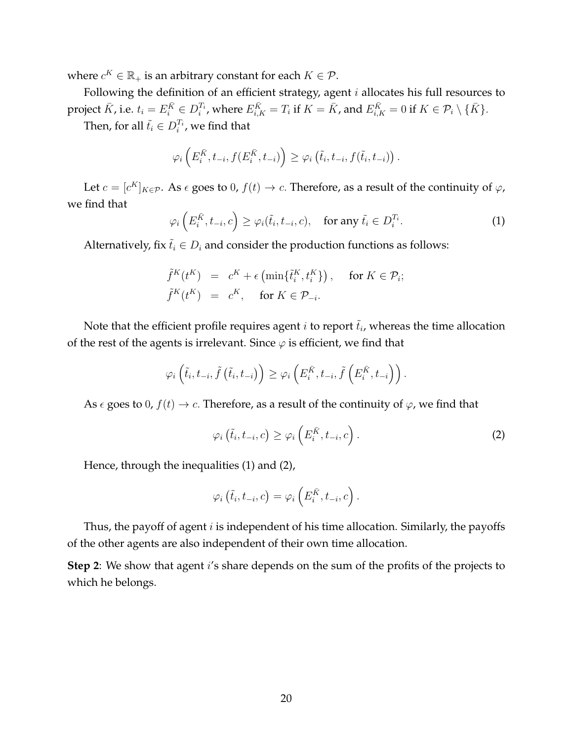where $c^K \in \mathbb{R}_+$ is an arbitrary constant for each $K \in \mathcal{P}$.

Following the definition of an efficient strategy, agent $i$ allocates his full resources to project $\bar{K}$, i.e. $t_i = E_i^{\bar{K}} \in D_i^{T_i}$, where $E_{i,K}^{\bar{K}} = T_i$ if $K = \bar{K}$, and $E_{i,K}^{\bar{K}} = 0$ if $K \in \mathcal{P}_i \setminus \{\bar{K}\}$.

Then, for all $\tilde{t}_i \in D_i^{T_i}$, we find that

$$\varphi_i\left(E_i^{\bar{K}}, t_{-i}, f(E_i^{\bar{K}}, t_{-i})\right) \geq \varphi_i\left(\tilde{t}_i, t_{-i}, f(\tilde{t}_i, t_{-i})\right).$$

Let $c = [c^K]_{K \in \mathcal{P}}$. As $\epsilon$ goes to $0$, $f(t) \to c$. Therefore, as a result of the continuity of $\varphi$, we find that

$$\varphi_i\left(E_i^{\bar{K}}, t_{-i}, c\right) \geq \varphi_i(\tilde{t}_i, t_{-i}, c), \quad \text{for any } \tilde{t}_i \in D_i^{T_i}. \tag{1}$$

Alternatively, fix $\tilde{t}_i \in D_i$ and consider the production functions as follows:

$$\begin{aligned}
\tilde{f}^K(t^K) &= c^K + \epsilon\left(\min\{\tilde{t}_i^K, t_i^K\}\right), \quad \text{for } K \in \mathcal{P}_i; \\
\tilde{f}^K(t^K) &= c^K, \quad \text{for } K \in \mathcal{P}_{-i}.
\end{aligned}$$

Note that the efficient profile requires agent $i$ to report $\tilde{t}_i$, whereas the time allocation of the rest of the agents is irrelevant. Since $\varphi$ is efficient, we find that

$$\varphi_i\left(\tilde{t}_i, t_{-i}, \tilde{f}\left(\tilde{t}_i, t_{-i}\right)\right) \geq \varphi_i\left(E_i^{\bar{K}}, t_{-i}, \tilde{f}\left(E_i^{\bar{K}}, t_{-i}\right)\right).$$

As $\epsilon$ goes to $0$, $f(t) \to c$. Therefore, as a result of the continuity of $\varphi$, we find that

$$\varphi_i\left(\tilde{t}_i, t_{-i}, c\right) \geq \varphi_i\left(E_i^{\bar{K}}, t_{-i}, c\right). \tag{2}$$

Hence, through the inequalities (1) and (2),

$$\varphi_i\left(\tilde{t}_i, t_{-i}, c\right) = \varphi_i\left(E_i^{\bar{K}}, t_{-i}, c\right).$$

Thus, the payoff of agent $i$ is independent of his time allocation. Similarly, the payoffs of the other agents are also independent of their own time allocation.

**Step 2**: We show that agent $i$'s share depends on the sum of the profits of the projects to which he belongs.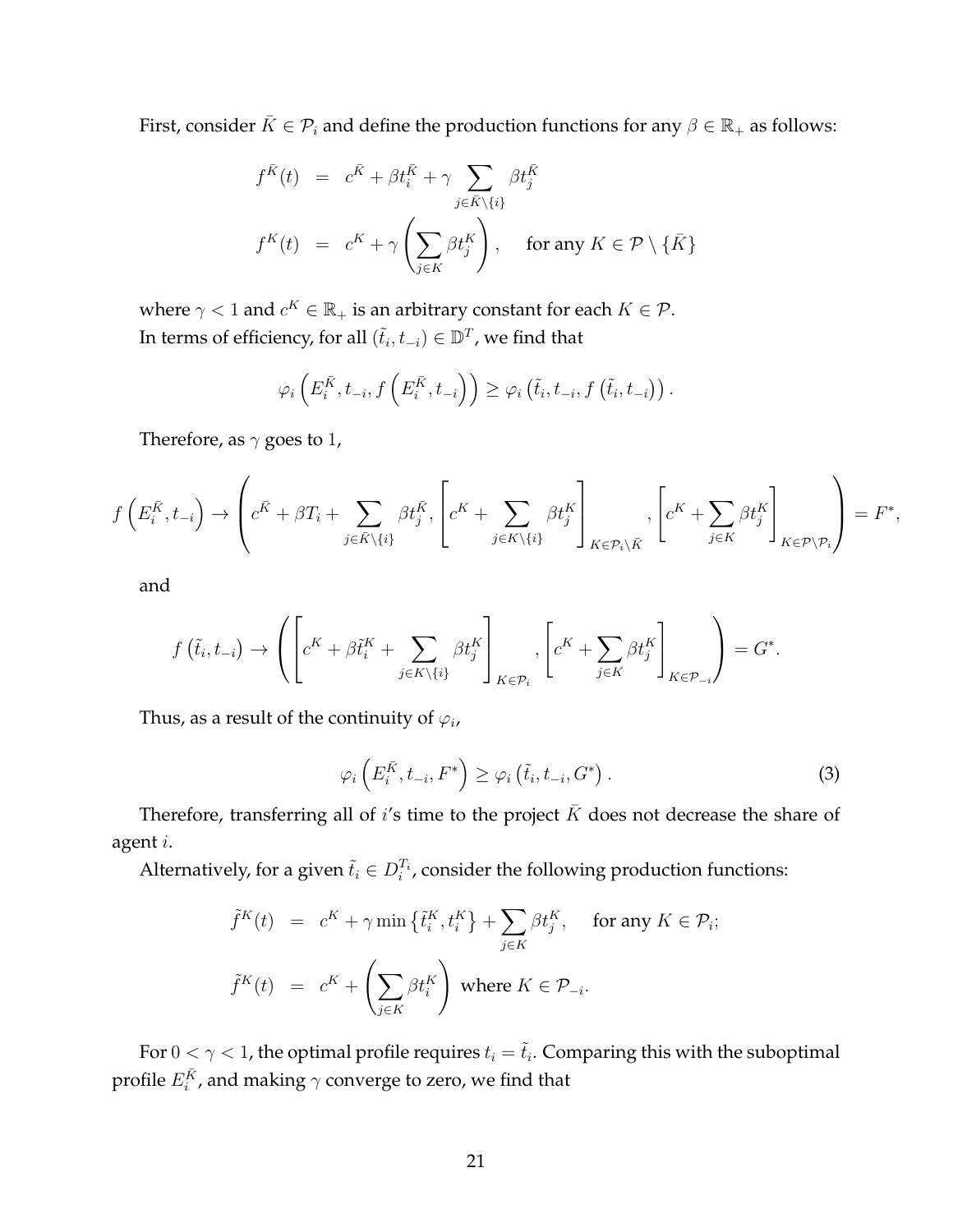First, consider $\bar{K} \in \mathcal{P}_i$ and define the production functions for any $\beta \in \mathbb{R}_+$ as follows:

$$
\begin{aligned}
f^{\bar{K}}(t) &= c^{\bar{K}} + \beta t_i^{\bar{K}} + \gamma \sum_{j \in \bar{K} \setminus \{i\}} \beta t_j^{\bar{K}} \\
f^{K}(t) &= c^{K} + \gamma \left( \sum_{j \in K} \beta t_j^{K} \right), \quad \text{for any } K \in \mathcal{P} \setminus \{\bar{K}\}
\end{aligned}
$$

where $\gamma < 1$ and $c^K \in \mathbb{R}_+$ is an arbitrary constant for each $K \in \mathcal{P}$.
In terms of efficiency, for all $(\tilde{t}_i, t_{-i}) \in \mathbb{D}^T$, we find that

$$
\varphi_i \left( E_i^{\bar{K}}, t_{-i}, f\left( E_i^{\bar{K}}, t_{-i} \right) \right) \geq \varphi_i \left( \tilde{t}_i, t_{-i}, f\left( \tilde{t}_i, t_{-i} \right) \right).
$$

Therefore, as $\gamma$ goes to 1,

$$
f\left( E_i^{\bar{K}}, t_{-i} \right) \to \left( c^{\bar{K}} + \beta T_i + \sum_{j \in \bar{K} \setminus \{i\}} \beta t_j^{\bar{K}}, \left[ c^K + \sum_{j \in K \setminus \{i\}} \beta t_j^K \right]_{K \in \mathcal{P}_i \setminus \bar{K}}, \left[ c^K + \sum_{j \in K} \beta t_j^K \right]_{K \in \mathcal{P} \setminus \mathcal{P}_i} \right) = F^*,
$$

and

$$
f\left( \tilde{t}_i, t_{-i} \right) \to \left( \left[ c^K + \beta \tilde{t}_i^K + \sum_{j \in K \setminus \{i\}} \beta t_j^K \right]_{K \in \mathcal{P}_i}, \left[ c^K + \sum_{j \in K} \beta t_j^K \right]_{K \in \mathcal{P}_{-i}} \right) = G^*.
$$

Thus, as a result of the continuity of $\varphi_i$,

$$
\varphi_i \left( E_i^{\bar{K}}, t_{-i}, F^* \right) \geq \varphi_i \left( \tilde{t}_i, t_{-i}, G^* \right). \tag{3}
$$

Therefore, transferring all of $i$'s time to the project $\bar{K}$ does not decrease the share of agent $i$.

Alternatively, for a given $\tilde{t}_i \in D_i^{T_i}$, consider the following production functions:

$$
\begin{aligned}
\tilde{f}^{K}(t) &= c^{K} + \gamma \min\left\{ \tilde{t}_i^K, t_i^K \right\} + \sum_{j \in K} \beta t_j^K, \quad \text{for any } K \in \mathcal{P}_i; \\
\tilde{f}^{K}(t) &= c^{K} + \left( \sum_{j \in K} \beta t_i^K \right) \text{ where } K \in \mathcal{P}_{-i}.
\end{aligned}
$$

For $0 < \gamma < 1$, the optimal profile requires $t_i = \tilde{t}_i$. Comparing this with the suboptimal profile $E_i^{\bar{K}}$, and making $\gamma$ converge to zero, we find that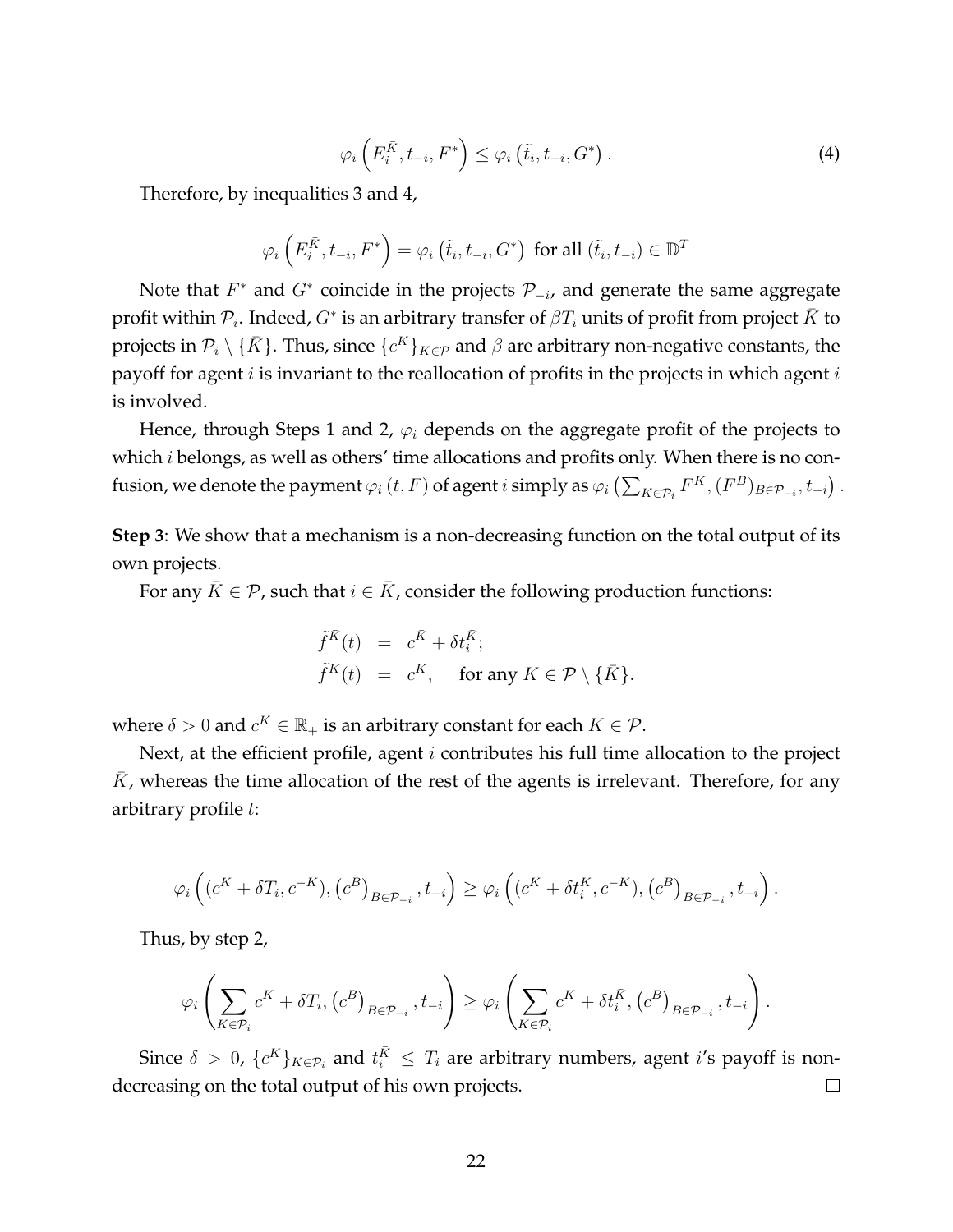$$\varphi_i\left(E_i^{\bar{K}}, t_{-i}, F^*\right) \leq \varphi_i\left(\tilde{t}_i, t_{-i}, G^*\right). \tag{4}$$

Therefore, by inequalities 3 and 4,

$$\varphi_i\left(E_i^{\bar{K}}, t_{-i}, F^*\right) = \varphi_i\left(\tilde{t}_i, t_{-i}, G^*\right) \text{ for all } (\tilde{t}_i, t_{-i}) \in \mathbb{D}^T$$

Note that $F^*$ and $G^*$ coincide in the projects $\mathcal{P}_{-i}$, and generate the same aggregate profit within $\mathcal{P}_i$. Indeed, $G^*$ is an arbitrary transfer of $\beta T_i$ units of profit from project $\bar{K}$ to projects in $\mathcal{P}_i \setminus \{\bar{K}\}$. Thus, since $\{c^K\}_{K\in\mathcal{P}}$ and $\beta$ are arbitrary non-negative constants, the payoff for agent $i$ is invariant to the reallocation of profits in the projects in which agent $i$ is involved.

Hence, through Steps 1 and 2, $\varphi_i$ depends on the aggregate profit of the projects to which $i$ belongs, as well as others' time allocations and profits only. When there is no confusion, we denote the payment $\varphi_i(t, F)$ of agent $i$ simply as $\varphi_i\left(\sum_{K\in\mathcal{P}_i} F^K, (F^B)_{B\in\mathcal{P}_{-i}}, t_{-i}\right)$.

**Step 3**: We show that a mechanism is a non-decreasing function on the total output of its own projects.

For any $\bar{K} \in \mathcal{P}$, such that $i \in \bar{K}$, consider the following production functions:

$$\begin{aligned}
\tilde{f}^{\bar{K}}(t) &= c^{\bar{K}} + \delta t_i^{\bar{K}}; \\
\tilde{f}^{K}(t) &= c^{K}, \quad \text{ for any } K \in \mathcal{P} \setminus \{\bar{K}\}.
\end{aligned}$$

where $\delta > 0$ and $c^K \in \mathbb{R}_+$ is an arbitrary constant for each $K \in \mathcal{P}$.

Next, at the efficient profile, agent $i$ contributes his full time allocation to the project $\bar{K}$, whereas the time allocation of the rest of the agents is irrelevant. Therefore, for any arbitrary profile $t$:

$$\varphi_i\left((c^{\bar{K}} + \delta T_i, c^{-\bar{K}}), \left(c^B\right)_{B\in\mathcal{P}_{-i}}, t_{-i}\right) \geq \varphi_i\left((c^{\bar{K}} + \delta t_i^{\bar{K}}, c^{-\bar{K}}), \left(c^B\right)_{B\in\mathcal{P}_{-i}}, t_{-i}\right).$$

Thus, by step 2,

$$\varphi_i\left(\sum_{K\in\mathcal{P}_i} c^K + \delta T_i, \left(c^B\right)_{B\in\mathcal{P}_{-i}}, t_{-i}\right) \geq \varphi_i\left(\sum_{K\in\mathcal{P}_i} c^K + \delta t_i^{\bar{K}}, \left(c^B\right)_{B\in\mathcal{P}_{-i}}, t_{-i}\right).$$

Since $\delta > 0$, $\{c^K\}_{K\in\mathcal{P}_i}$ and $t_i^{\bar{K}} \leq T_i$ are arbitrary numbers, agent $i$'s payoff is non-decreasing on the total output of his own projects. $\square$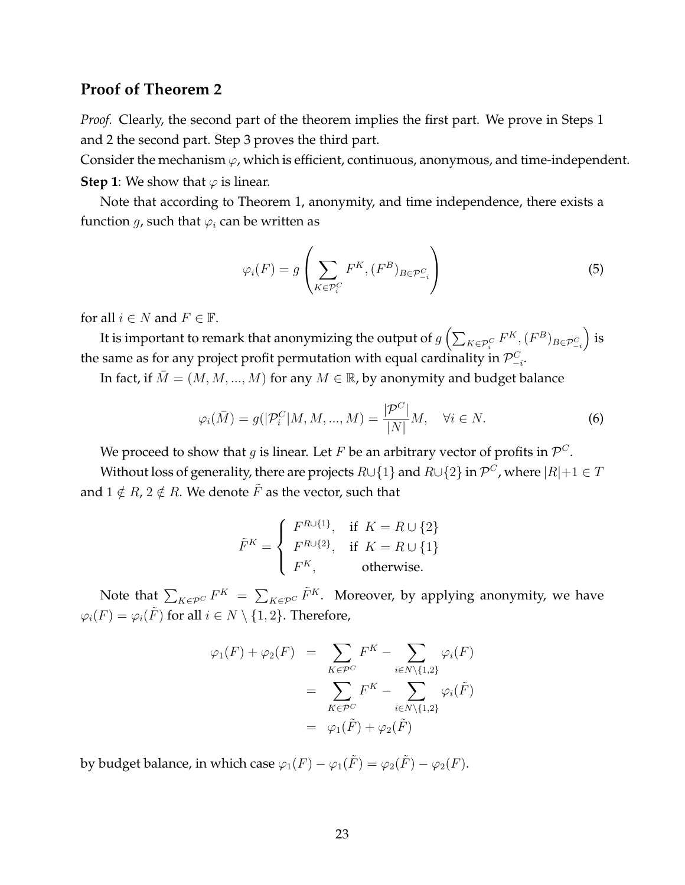## Proof of Theorem 2

*Proof.* Clearly, the second part of the theorem implies the first part. We prove in Steps 1 and 2 the second part. Step 3 proves the third part.

Consider the mechanism $\varphi$, which is efficient, continuous, anonymous, and time-independent.

**Step 1**: We show that $\varphi$ is linear.

Note that according to Theorem 1, anonymity, and time independence, there exists a function $g$, such that $\varphi_i$ can be written as

$$\varphi_i(F) = g\left(\sum_{K\in\mathcal{P}_i^C} F^K, (F^B)_{B\in\mathcal{P}_{-i}^C}\right) \tag{5}$$

for all $i \in N$ and $F \in \mathbb{F}$.

It is important to remark that anonymizing the output of $g\left(\sum_{K\in\mathcal{P}_i^C} F^K, (F^B)_{B\in\mathcal{P}_{-i}^C}\right)$ is the same as for any project profit permutation with equal cardinality in $\mathcal{P}_{-i}^C$.

In fact, if $\bar{M} = (M, M, ..., M)$ for any $M \in \mathbb{R}$, by anonymity and budget balance

$$\varphi_i(\bar{M}) = g(|\mathcal{P}_i^C|M, M, ..., M) = \frac{|\mathcal{P}^C|}{|N|}M, \quad \forall i \in N. \tag{6}$$

We proceed to show that $g$ is linear. Let $F$ be an arbitrary vector of profits in $\mathcal{P}^C$.

Without loss of generality, there are projects $R\cup\{1\}$ and $R\cup\{2\}$ in $\mathcal{P}^C$, where $|R|+1 \in T$ and $1 \notin R$, $2 \notin R$. We denote $\tilde{F}$ as the vector, such that

$$\tilde{F}^K = \begin{cases} F^{R\cup\{1\}}, & \text{if } K = R\cup\{2\} \\ F^{R\cup\{2\}}, & \text{if } K = R\cup\{1\} \\ F^K, & \text{otherwise.} \end{cases}$$

Note that $\sum_{K\in\mathcal{P}^C} F^K = \sum_{K\in\mathcal{P}^C} \tilde{F}^K$. Moreover, by applying anonymity, we have $\varphi_i(F) = \varphi_i(\tilde{F})$ for all $i \in N \setminus \{1, 2\}$. Therefore,

$$\begin{aligned} \varphi_1(F) + \varphi_2(F) &= \sum_{K\in\mathcal{P}^C} F^K - \sum_{i\in N\setminus\{1,2\}} \varphi_i(F) \\ &= \sum_{K\in\mathcal{P}^C} F^K - \sum_{i\in N\setminus\{1,2\}} \varphi_i(\tilde{F}) \\ &= \varphi_1(\tilde{F}) + \varphi_2(\tilde{F}) \end{aligned}$$

by budget balance, in which case $\varphi_1(F) - \varphi_1(\tilde{F}) = \varphi_2(\tilde{F}) - \varphi_2(F)$.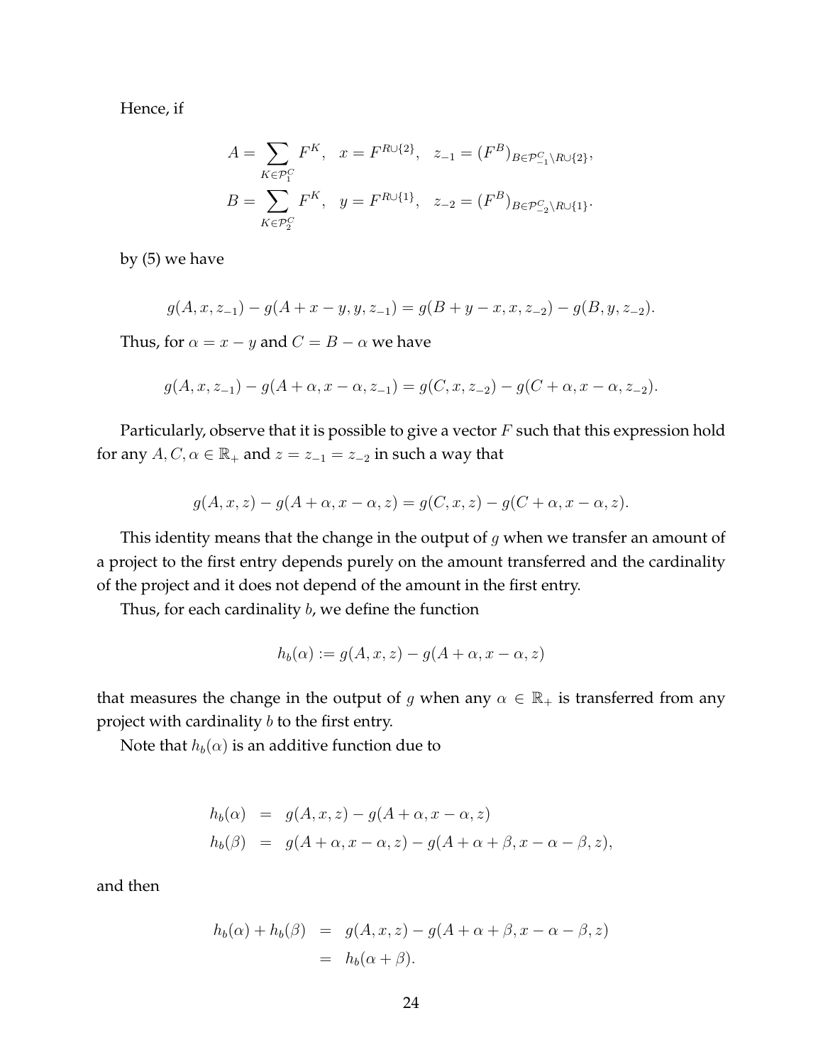Hence, if

$$
\begin{aligned}
A &= \sum_{K \in \mathcal{P}_1^C} F^K, \quad x = F^{R \cup \{2\}}, \quad z_{-1} = (F^B)_{B \in \mathcal{P}_{-1}^C \setminus R \cup \{2\}}, \\
B &= \sum_{K \in \mathcal{P}_2^C} F^K, \quad y = F^{R \cup \{1\}}, \quad z_{-2} = (F^B)_{B \in \mathcal{P}_{-2}^C \setminus R \cup \{1\}}.
\end{aligned}
$$

by (5) we have

$$
g(A, x, z_{-1}) - g(A + x - y, y, z_{-1}) = g(B + y - x, x, z_{-2}) - g(B, y, z_{-2}).
$$

Thus, for $\alpha = x - y$ and $C = B - \alpha$ we have

$$
g(A, x, z_{-1}) - g(A + \alpha, x - \alpha, z_{-1}) = g(C, x, z_{-2}) - g(C + \alpha, x - \alpha, z_{-2}).
$$

Particularly, observe that it is possible to give a vector $F$ such that this expression hold for any $A, C, \alpha \in \mathbb{R}_+$ and $z = z_{-1} = z_{-2}$ in such a way that

$$
g(A, x, z) - g(A + \alpha, x - \alpha, z) = g(C, x, z) - g(C + \alpha, x - \alpha, z).
$$

This identity means that the change in the output of $g$ when we transfer an amount of a project to the first entry depends purely on the amount transferred and the cardinality of the project and it does not depend of the amount in the first entry.

Thus, for each cardinality $b$, we define the function

$$
h_b(\alpha) := g(A, x, z) - g(A + \alpha, x - \alpha, z)
$$

that measures the change in the output of $g$ when any $\alpha \in \mathbb{R}_+$ is transferred from any project with cardinality $b$ to the first entry.

Note that $h_b(\alpha)$ is an additive function due to

$$
\begin{aligned}
h_b(\alpha) &= g(A, x, z) - g(A + \alpha, x - \alpha, z) \\
h_b(\beta) &= g(A + \alpha, x - \alpha, z) - g(A + \alpha + \beta, x - \alpha - \beta, z),
\end{aligned}
$$

and then

$$
\begin{aligned}
h_b(\alpha) + h_b(\beta) &= g(A, x, z) - g(A + \alpha + \beta, x - \alpha - \beta, z) \\
&= h_b(\alpha + \beta).
\end{aligned}
$$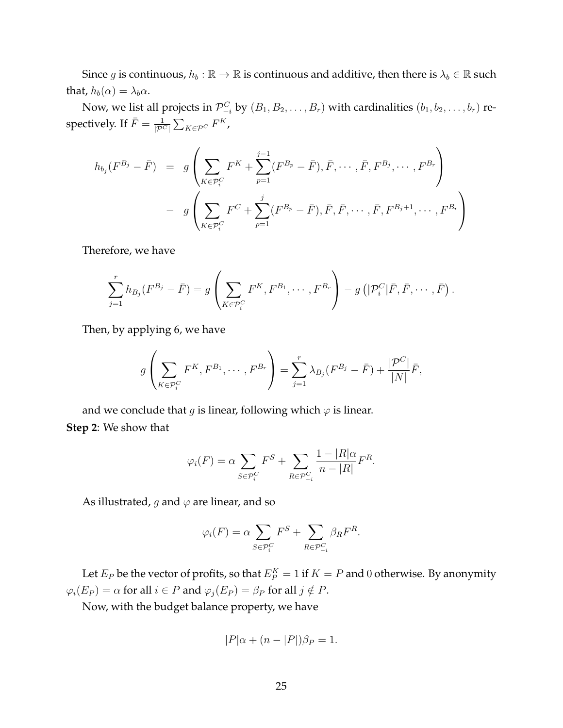Since $g$ is continuous, $h_b : \mathbb{R} \to \mathbb{R}$ is continuous and additive, then there is $\lambda_b \in \mathbb{R}$ such that, $h_b(\alpha) = \lambda_b \alpha$.

Now, we list all projects in $\mathcal{P}^C_{-i}$ by $(B_1, B_2, \ldots, B_r)$ with cardinalities $(b_1, b_2, \ldots, b_r)$ respectively. If $\bar{F} = \frac{1}{|\mathcal{P}^C|}\sum_{K \in \mathcal{P}^C} F^K$,

$$
\begin{aligned}
h_{b_j}(F^{B_j} - \bar{F}) &= g\left(\sum_{K \in \mathcal{P}^C_i} F^K + \sum_{p=1}^{j-1}(F^{B_p} - \bar{F}), \bar{F}, \cdots, \bar{F}, F^{B_j}, \cdots, F^{B_r}\right) \\
&- g\left(\sum_{K \in \mathcal{P}^C_i} F^C + \sum_{p=1}^{j}(F^{B_p} - \bar{F}), \bar{F}, \bar{F}, \cdots, \bar{F}, F^{B_j+1}, \cdots, F^{B_r}\right)
\end{aligned}
$$

Therefore, we have

$$
\sum_{j=1}^{r} h_{B_j}(F^{B_j} - \bar{F}) = g\left(\sum_{K \in \mathcal{P}^C_i} F^K, F^{B_1}, \cdots, F^{B_r}\right) - g\left(|\mathcal{P}^C_i|\bar{F}, \bar{F}, \cdots, \bar{F}\right).
$$

Then, by applying 6, we have

$$
g\left(\sum_{K \in \mathcal{P}^C_i} F^K, F^{B_1}, \cdots, F^{B_r}\right) = \sum_{j=1}^{r} \lambda_{B_j}(F^{B_j} - \bar{F}) + \frac{|\mathcal{P}^C|}{|N|}\bar{F},
$$

and we conclude that $g$ is linear, following which $\varphi$ is linear.

**Step 2**: We show that

$$
\varphi_i(F) = \alpha \sum_{S \in \mathcal{P}^C_i} F^S + \sum_{R \in \mathcal{P}^C_{-i}} \frac{1 - |R|\alpha}{n - |R|} F^R.
$$

As illustrated, $g$ and $\varphi$ are linear, and so

$$
\varphi_i(F) = \alpha \sum_{S \in \mathcal{P}^C_i} F^S + \sum_{R \in \mathcal{P}^C_{-i}} \beta_R F^R.
$$

Let $E_P$ be the vector of profits, so that $E^K_P = 1$ if $K = P$ and $0$ otherwise. By anonymity $\varphi_i(E_P) = \alpha$ for all $i \in P$ and $\varphi_j(E_P) = \beta_P$ for all $j \notin P$.

Now, with the budget balance property, we have

$$
|P|\alpha + (n - |P|)\beta_P = 1.
$$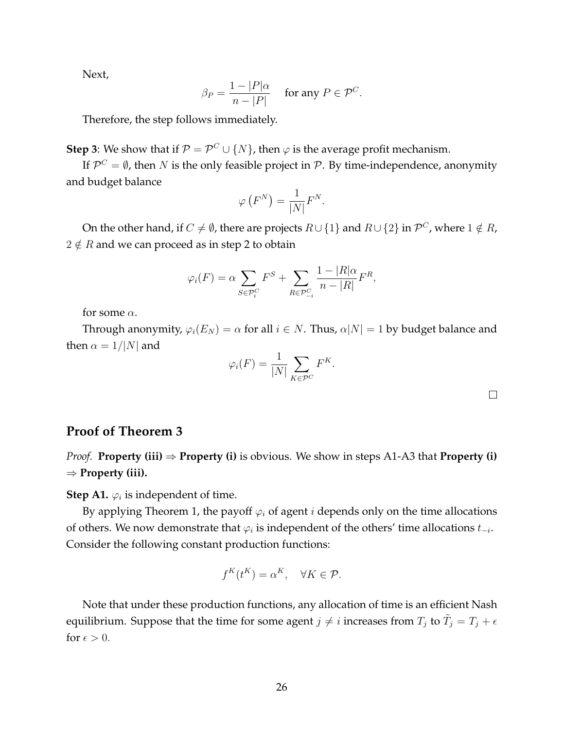Next,

$$\beta_P = \frac{1 - |P|\alpha}{n - |P|} \quad \text{for any } P \in \mathcal{P}^C.$$

Therefore, the step follows immediately.

**Step 3**: We show that if $\mathcal{P} = \mathcal{P}^C \cup \{N\}$, then $\varphi$ is the average profit mechanism.

If $\mathcal{P}^C = \emptyset$, then $N$ is the only feasible project in $\mathcal{P}$. By time-independence, anonymity and budget balance

$$\varphi\left(F^N\right) = \frac{1}{|N|} F^N.$$

On the other hand, if $C \neq \emptyset$, there are projects $R \cup \{1\}$ and $R \cup \{2\}$ in $\mathcal{P}^C$, where $1 \notin R$, $2 \notin R$ and we can proceed as in step 2 to obtain

$$\varphi_i(F) = \alpha \sum_{S \in \mathcal{P}_i^C} F^S + \sum_{R \in \mathcal{P}_{-i}^C} \frac{1 - |R|\alpha}{n - |R|} F^R,$$

for some $\alpha$.

Through anonymity, $\varphi_i(E_N) = \alpha$ for all $i \in N$. Thus, $\alpha|N| = 1$ by budget balance and then $\alpha = 1/|N|$ and

$$\varphi_i(F) = \frac{1}{|N|} \sum_{K \in \mathcal{P}^C} F^K.$$

□

## Proof of Theorem 3

*Proof.* **Property (iii)** ⇒ **Property (i)** is obvious. We show in steps A1-A3 that **Property (i)** ⇒ **Property (iii).**

**Step A1.** $\varphi_i$ is independent of time.

By applying Theorem 1, the payoff $\varphi_i$ of agent $i$ depends only on the time allocations of others. We now demonstrate that $\varphi_i$ is independent of the others' time allocations $t_{-i}$. Consider the following constant production functions:

$$f^K(t^K) = \alpha^K, \quad \forall K \in \mathcal{P}.$$

Note that under these production functions, any allocation of time is an efficient Nash equilibrium. Suppose that the time for some agent $j \neq i$ increases from $T_j$ to $\tilde{T}_j = T_j + \epsilon$ for $\epsilon > 0$.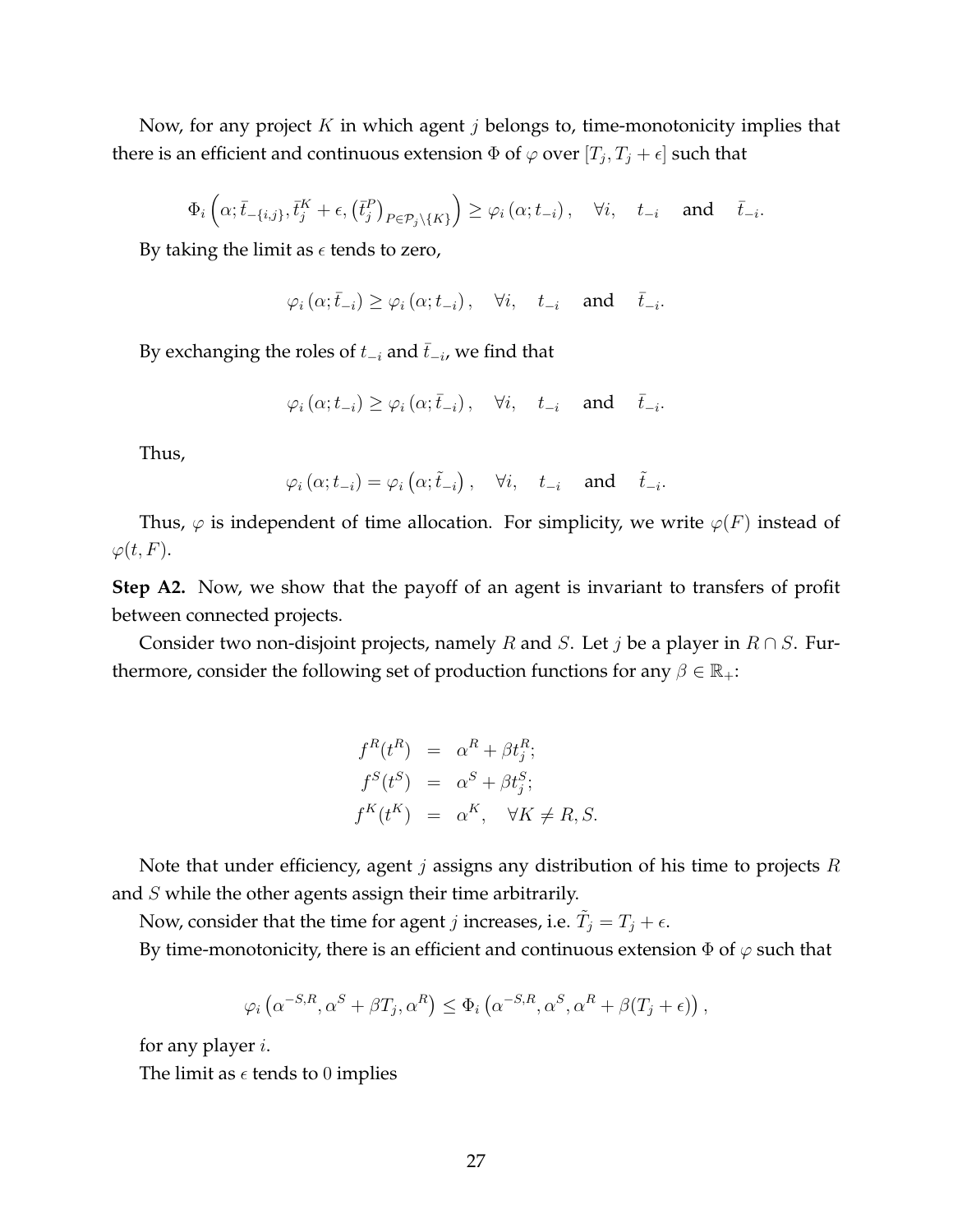Now, for any project $K$ in which agent $j$ belongs to, time-monotonicity implies that there is an efficient and continuous extension $\Phi$ of $\varphi$ over $[T_j, T_j + \epsilon]$ such that

$$\Phi_i \left(\alpha; \bar{t}_{-\{i,j\}}, \bar{t}^K_j + \epsilon, \left(\bar{t}^P_j\right)_{P \in \mathcal{P}_j \setminus \{K\}}\right) \geq \varphi_i \left(\alpha; t_{-i}\right), \quad \forall i, \quad t_{-i} \quad \text{and} \quad \bar{t}_{-i}.$$

By taking the limit as $\epsilon$ tends to zero,

$$\varphi_i \left(\alpha; \bar{t}_{-i}\right) \geq \varphi_i \left(\alpha; t_{-i}\right), \quad \forall i, \quad t_{-i} \quad \text{and} \quad \bar{t}_{-i}.$$

By exchanging the roles of $t_{-i}$ and $\bar{t}_{-i}$, we find that

$$\varphi_i \left(\alpha; t_{-i}\right) \geq \varphi_i \left(\alpha; \bar{t}_{-i}\right), \quad \forall i, \quad t_{-i} \quad \text{and} \quad \bar{t}_{-i}.$$

Thus,

$$\varphi_i \left(\alpha; t_{-i}\right) = \varphi_i \left(\alpha; \tilde{t}_{-i}\right), \quad \forall i, \quad t_{-i} \quad \text{and} \quad \tilde{t}_{-i}.$$

Thus, $\varphi$ is independent of time allocation. For simplicity, we write $\varphi(F)$ instead of $\varphi(t, F)$.

**Step A2.** Now, we show that the payoff of an agent is invariant to transfers of profit between connected projects.

Consider two non-disjoint projects, namely $R$ and $S$. Let $j$ be a player in $R \cap S$. Furthermore, consider the following set of production functions for any $\beta \in \mathbb{R}_+$:

$$\begin{aligned}
f^R(t^R) &= \alpha^R + \beta t^R_j; \\
f^S(t^S) &= \alpha^S + \beta t^S_j; \\
f^K(t^K) &= \alpha^K, \quad \forall K \neq R, S.
\end{aligned}$$

Note that under efficiency, agent $j$ assigns any distribution of his time to projects $R$ and $S$ while the other agents assign their time arbitrarily.

Now, consider that the time for agent $j$ increases, i.e. $\tilde{T}_j = T_j + \epsilon$.

By time-monotonicity, there is an efficient and continuous extension $\Phi$ of $\varphi$ such that

$$\varphi_i \left(\alpha^{-S,R}, \alpha^S + \beta T_j, \alpha^R\right) \leq \Phi_i \left(\alpha^{-S,R}, \alpha^S, \alpha^R + \beta(T_j + \epsilon)\right),$$

for any player $i$.

The limit as $\epsilon$ tends to $0$ implies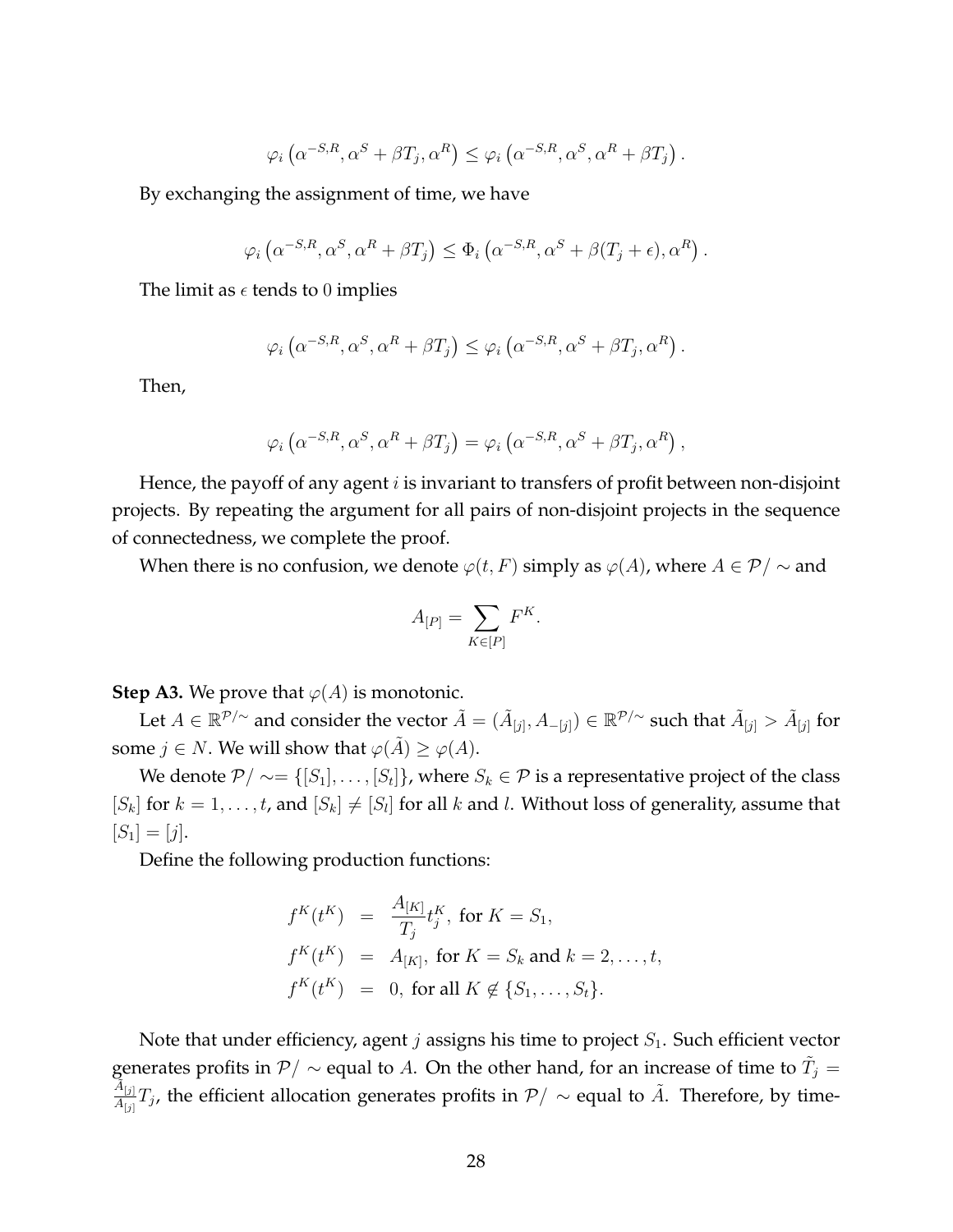$$\varphi_i\left(\alpha^{-S,R}, \alpha^S + \beta T_j, \alpha^R\right) \leq \varphi_i\left(\alpha^{-S,R}, \alpha^S, \alpha^R + \beta T_j\right).$$

By exchanging the assignment of time, we have

$$\varphi_i\left(\alpha^{-S,R}, \alpha^S, \alpha^R + \beta T_j\right) \leq \Phi_i\left(\alpha^{-S,R}, \alpha^S + \beta(T_j + \epsilon), \alpha^R\right).$$

The limit as $\epsilon$ tends to $0$ implies

$$\varphi_i\left(\alpha^{-S,R}, \alpha^S, \alpha^R + \beta T_j\right) \leq \varphi_i\left(\alpha^{-S,R}, \alpha^S + \beta T_j, \alpha^R\right).$$

Then,

$$\varphi_i\left(\alpha^{-S,R}, \alpha^S, \alpha^R + \beta T_j\right) = \varphi_i\left(\alpha^{-S,R}, \alpha^S + \beta T_j, \alpha^R\right),$$

Hence, the payoff of any agent $i$ is invariant to transfers of profit between non-disjoint projects. By repeating the argument for all pairs of non-disjoint projects in the sequence of connectedness, we complete the proof.

When there is no confusion, we denote $\varphi(t, F)$ simply as $\varphi(A)$, where $A \in \mathcal{P}/\sim$ and

$$A_{[P]} = \sum_{K \in [P]} F^K.$$

**Step A3.** We prove that $\varphi(A)$ is monotonic.

Let $A \in \mathbb{R}^{\mathcal{P}/\sim}$ and consider the vector $\tilde{A} = (\tilde{A}_{[j]}, A_{-[j]}) \in \mathbb{R}^{\mathcal{P}/\sim}$ such that $\tilde{A}_{[j]} > \tilde{A}_{[j]}$ for some $j \in N$. We will show that $\varphi(\tilde{A}) \geq \varphi(A)$.

We denote $\mathcal{P}/\sim = \{[S_1], \ldots, [S_t]\}$, where $S_k \in \mathcal{P}$ is a representative project of the class $[S_k]$ for $k = 1, \ldots, t$, and $[S_k] \neq [S_l]$ for all $k$ and $l$. Without loss of generality, assume that $[S_1] = [j]$.

Define the following production functions:

$$\begin{aligned}
f^K(t^K) &= \frac{A_{[K]}}{T_j} t_j^K, \text{ for } K = S_1, \\
f^K(t^K) &= A_{[K]}, \text{ for } K = S_k \text{ and } k = 2, \ldots, t, \\
f^K(t^K) &= 0, \text{ for all } K \notin \{S_1, \ldots, S_t\}.
\end{aligned}$$

Note that under efficiency, agent $j$ assigns his time to project $S_1$. Such efficient vector generates profits in $\mathcal{P}/\sim$ equal to $A$. On the other hand, for an increase of time to $\tilde{T}_j = \frac{\tilde{A}_{[j]}}{A_{[j]}} T_j$, the efficient allocation generates profits in $\mathcal{P}/\sim$ equal to $\tilde{A}$. Therefore, by time-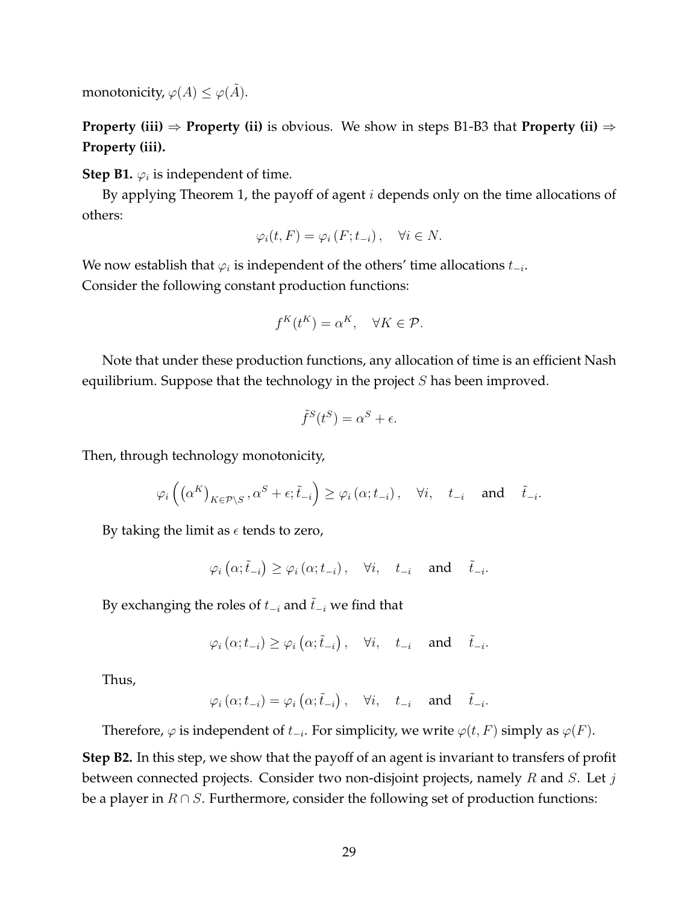monotonicity, $\varphi(A) \leq \varphi(\tilde{A})$.

**Property (iii)** $\Rightarrow$ **Property (ii)** is obvious. We show in steps B1-B3 that **Property (ii)** $\Rightarrow$ **Property (iii).**

**Step B1.** $\varphi_i$ is independent of time.

By applying Theorem 1, the payoff of agent $i$ depends only on the time allocations of others:

$$\varphi_i(t, F) = \varphi_i\left(F; t_{-i}\right), \quad \forall i \in N.$$

We now establish that $\varphi_i$ is independent of the others' time allocations $t_{-i}$.
Consider the following constant production functions:

$$f^K(t^K) = \alpha^K, \quad \forall K \in \mathcal{P}.$$

Note that under these production functions, any allocation of time is an efficient Nash equilibrium. Suppose that the technology in the project $S$ has been improved.

$$\tilde{f}^S(t^S) = \alpha^S + \epsilon.$$

Then, through technology monotonicity,

$$\varphi_i\left(\left(\alpha^K\right)_{K \in \mathcal{P} \setminus S}, \alpha^S + \epsilon; \tilde{t}_{-i}\right) \geq \varphi_i\left(\alpha; t_{-i}\right), \quad \forall i, \quad t_{-i} \quad \text{and} \quad \tilde{t}_{-i}.$$

By taking the limit as $\epsilon$ tends to zero,

$$\varphi_i\left(\alpha; \tilde{t}_{-i}\right) \geq \varphi_i\left(\alpha; t_{-i}\right), \quad \forall i, \quad t_{-i} \quad \text{and} \quad \tilde{t}_{-i}.$$

By exchanging the roles of $t_{-i}$ and $\tilde{t}_{-i}$ we find that

$$\varphi_i\left(\alpha; t_{-i}\right) \geq \varphi_i\left(\alpha; \tilde{t}_{-i}\right), \quad \forall i, \quad t_{-i} \quad \text{and} \quad \tilde{t}_{-i}.$$

Thus,

$$\varphi_i\left(\alpha; t_{-i}\right) = \varphi_i\left(\alpha; \tilde{t}_{-i}\right), \quad \forall i, \quad t_{-i} \quad \text{and} \quad \tilde{t}_{-i}.$$

Therefore, $\varphi$ is independent of $t_{-i}$. For simplicity, we write $\varphi(t, F)$ simply as $\varphi(F)$.

**Step B2.** In this step, we show that the payoff of an agent is invariant to transfers of profit between connected projects. Consider two non-disjoint projects, namely $R$ and $S$. Let $j$ be a player in $R \cap S$. Furthermore, consider the following set of production functions: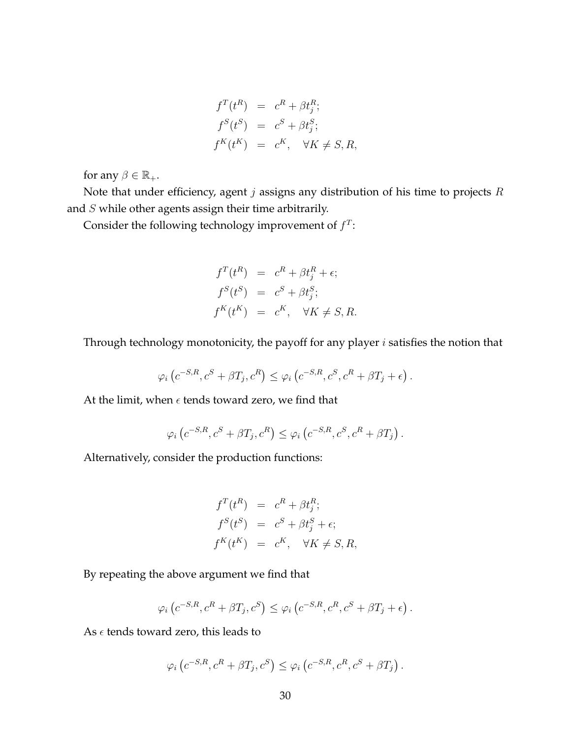$$
\begin{aligned}
f^T(t^R) &= c^R + \beta t_j^R; \\
f^S(t^S) &= c^S + \beta t_j^S; \\
f^K(t^K) &= c^K, \quad \forall K \neq S, R,
\end{aligned}
$$

for any $\beta \in \mathbb{R}_+$.

Note that under efficiency, agent $j$ assigns any distribution of his time to projects $R$ and $S$ while other agents assign their time arbitrarily.

Consider the following technology improvement of $f^T$:

$$
\begin{aligned}
f^T(t^R) &= c^R + \beta t_j^R + \epsilon; \\
f^S(t^S) &= c^S + \beta t_j^S; \\
f^K(t^K) &= c^K, \quad \forall K \neq S, R.
\end{aligned}
$$

Through technology monotonicity, the payoff for any player $i$ satisfies the notion that

$$
\varphi_i\left(c^{-S,R}, c^S + \beta T_j, c^R\right) \leq \varphi_i\left(c^{-S,R}, c^S, c^R + \beta T_j + \epsilon\right).
$$

At the limit, when $\epsilon$ tends toward zero, we find that

$$
\varphi_i\left(c^{-S,R}, c^S + \beta T_j, c^R\right) \leq \varphi_i\left(c^{-S,R}, c^S, c^R + \beta T_j\right).
$$

Alternatively, consider the production functions:

$$
\begin{aligned}
f^T(t^R) &= c^R + \beta t_j^R; \\
f^S(t^S) &= c^S + \beta t_j^S + \epsilon; \\
f^K(t^K) &= c^K, \quad \forall K \neq S, R,
\end{aligned}
$$

By repeating the above argument we find that

$$
\varphi_i\left(c^{-S,R}, c^R + \beta T_j, c^S\right) \leq \varphi_i\left(c^{-S,R}, c^R, c^S + \beta T_j + \epsilon\right).
$$

As $\epsilon$ tends toward zero, this leads to

$$
\varphi_i\left(c^{-S,R}, c^R + \beta T_j, c^S\right) \leq \varphi_i\left(c^{-S,R}, c^R, c^S + \beta T_j\right).
$$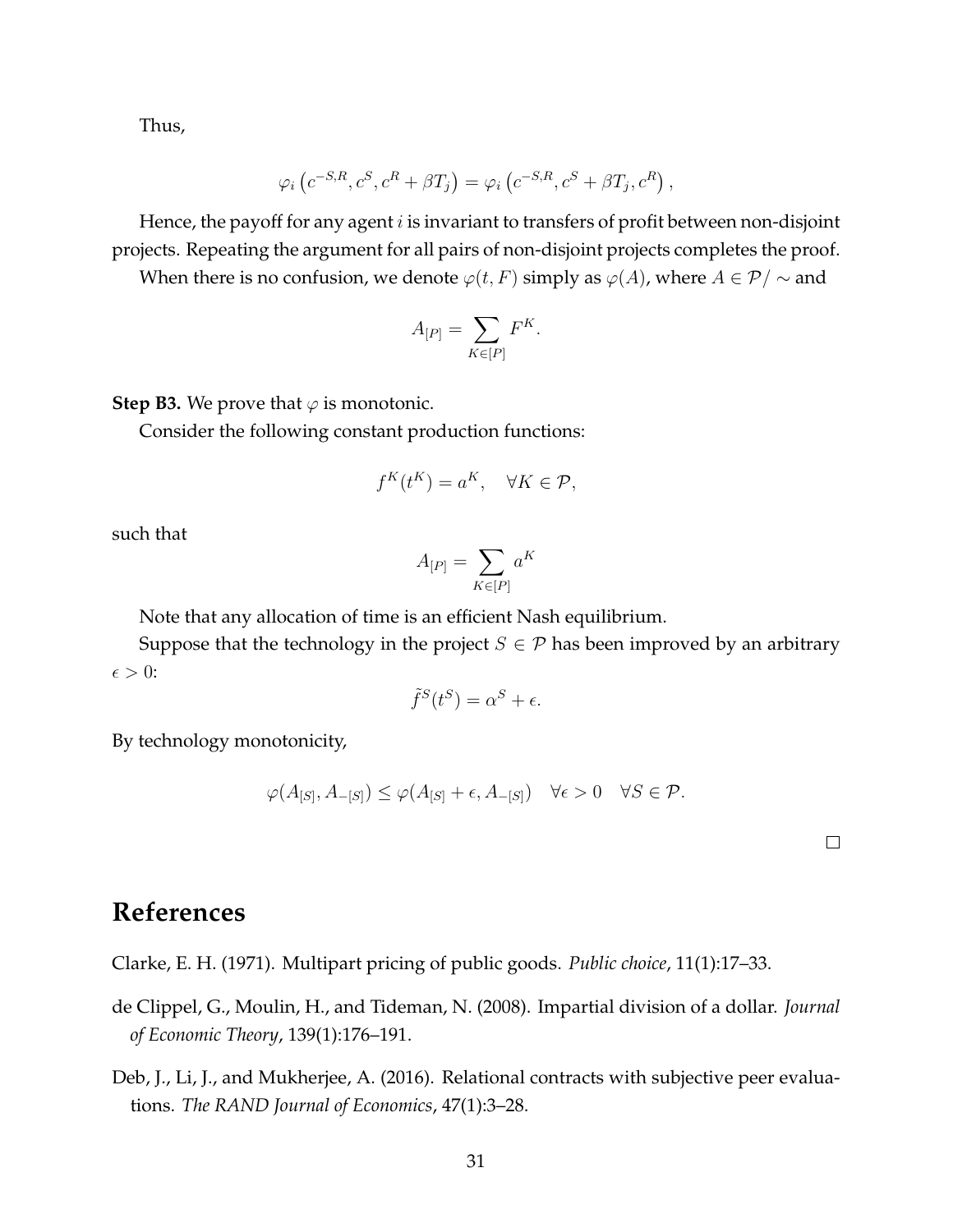Thus,

$$\varphi_i\left(c^{-S,R}, c^S, c^R + \beta T_j\right) = \varphi_i\left(c^{-S,R}, c^S + \beta T_j, c^R\right),$$

Hence, the payoff for any agent $i$ is invariant to transfers of profit between non-disjoint projects. Repeating the argument for all pairs of non-disjoint projects completes the proof.

When there is no confusion, we denote $\varphi(t, F)$ simply as $\varphi(A)$, where $A \in \mathcal{P}/\sim$ and

$$A_{[P]} = \sum_{K \in [P]} F^K.$$

**Step B3.** We prove that $\varphi$ is monotonic.

Consider the following constant production functions:

$$f^K(t^K) = a^K, \quad \forall K \in \mathcal{P},$$

such that

$$A_{[P]} = \sum_{K \in [P]} a^K$$

Note that any allocation of time is an efficient Nash equilibrium.

Suppose that the technology in the project $S \in \mathcal{P}$ has been improved by an arbitrary $\epsilon > 0$:

$$\tilde{f}^S(t^S) = \alpha^S + \epsilon.$$

By technology monotonicity,

$$\varphi(A_{[S]}, A_{-[S]}) \leq \varphi(A_{[S]} + \epsilon, A_{-[S]}) \quad \forall \epsilon > 0 \quad \forall S \in \mathcal{P}.$$

□

# References

Clarke, E. H. (1971). Multipart pricing of public goods. *Public choice*, 11(1):17–33.

de Clippel, G., Moulin, H., and Tideman, N. (2008). Impartial division of a dollar. *Journal of Economic Theory*, 139(1):176–191.

Deb, J., Li, J., and Mukherjee, A. (2016). Relational contracts with subjective peer evaluations. *The RAND Journal of Economics*, 47(1):3–28.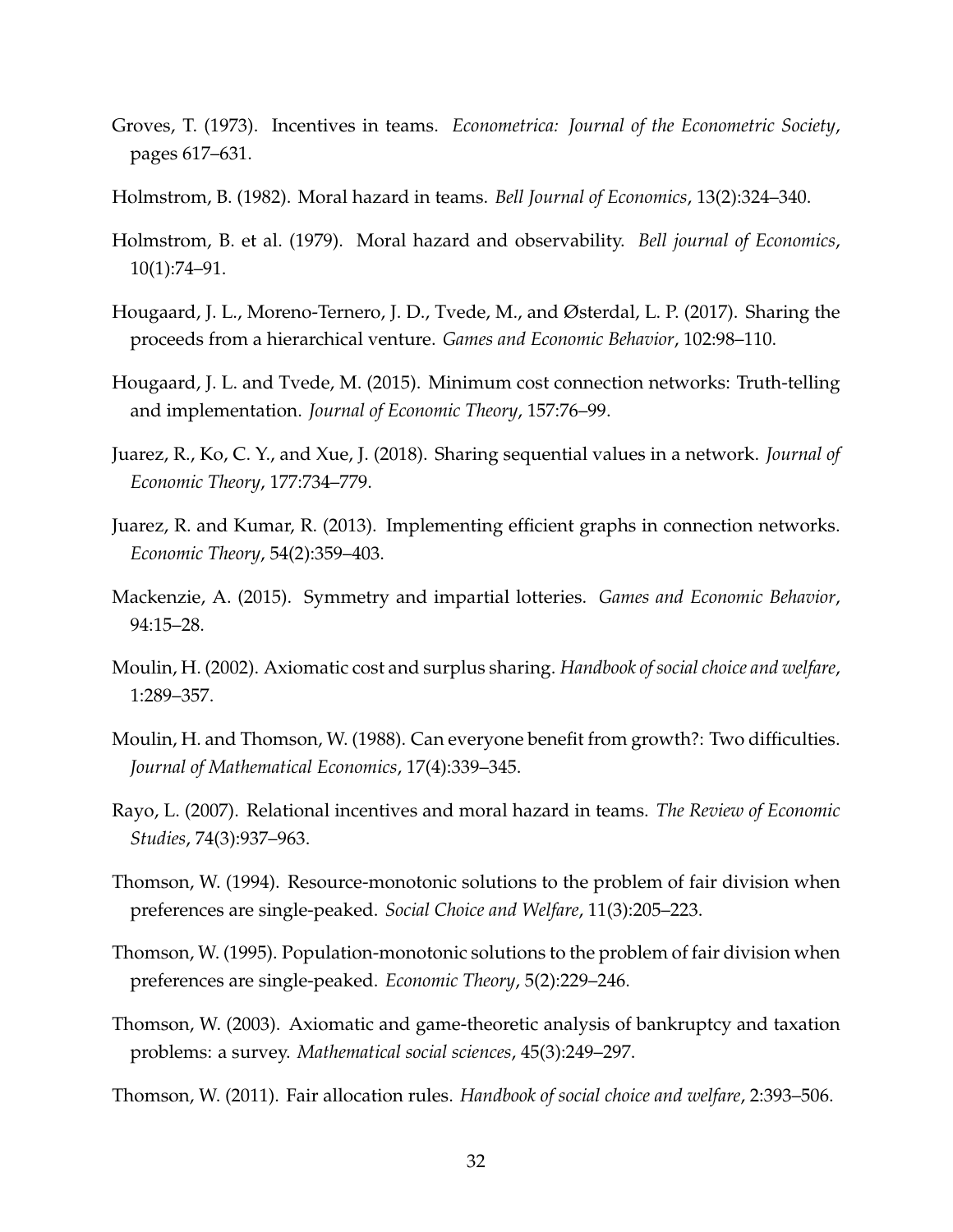Groves, T. (1973). Incentives in teams. *Econometrica: Journal of the Econometric Society*, pages 617–631.

Holmstrom, B. (1982). Moral hazard in teams. *Bell Journal of Economics*, 13(2):324–340.

Holmstrom, B. et al. (1979). Moral hazard and observability. *Bell journal of Economics*, 10(1):74–91.

Hougaard, J. L., Moreno-Ternero, J. D., Tvede, M., and Østerdal, L. P. (2017). Sharing the proceeds from a hierarchical venture. *Games and Economic Behavior*, 102:98–110.

Hougaard, J. L. and Tvede, M. (2015). Minimum cost connection networks: Truth-telling and implementation. *Journal of Economic Theory*, 157:76–99.

Juarez, R., Ko, C. Y., and Xue, J. (2018). Sharing sequential values in a network. *Journal of Economic Theory*, 177:734–779.

Juarez, R. and Kumar, R. (2013). Implementing efficient graphs in connection networks. *Economic Theory*, 54(2):359–403.

Mackenzie, A. (2015). Symmetry and impartial lotteries. *Games and Economic Behavior*, 94:15–28.

Moulin, H. (2002). Axiomatic cost and surplus sharing. *Handbook of social choice and welfare*, 1:289–357.

Moulin, H. and Thomson, W. (1988). Can everyone benefit from growth?: Two difficulties. *Journal of Mathematical Economics*, 17(4):339–345.

Rayo, L. (2007). Relational incentives and moral hazard in teams. *The Review of Economic Studies*, 74(3):937–963.

Thomson, W. (1994). Resource-monotonic solutions to the problem of fair division when preferences are single-peaked. *Social Choice and Welfare*, 11(3):205–223.

Thomson, W. (1995). Population-monotonic solutions to the problem of fair division when preferences are single-peaked. *Economic Theory*, 5(2):229–246.

Thomson, W. (2003). Axiomatic and game-theoretic analysis of bankruptcy and taxation problems: a survey. *Mathematical social sciences*, 45(3):249–297.

Thomson, W. (2011). Fair allocation rules. *Handbook of social choice and welfare*, 2:393–506.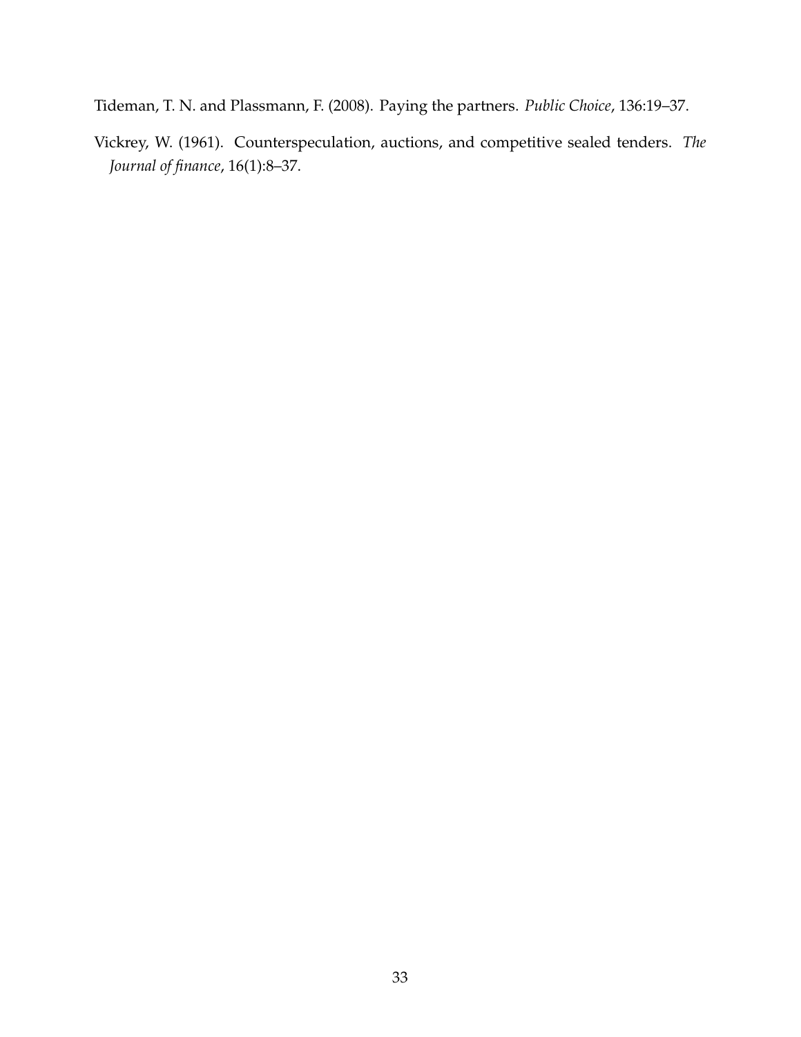Tideman, T. N. and Plassmann, F. (2008). Paying the partners. *Public Choice*, 136:19–37.

Vickrey, W. (1961). Counterspeculation, auctions, and competitive sealed tenders. *The Journal of finance*, 16(1):8–37.